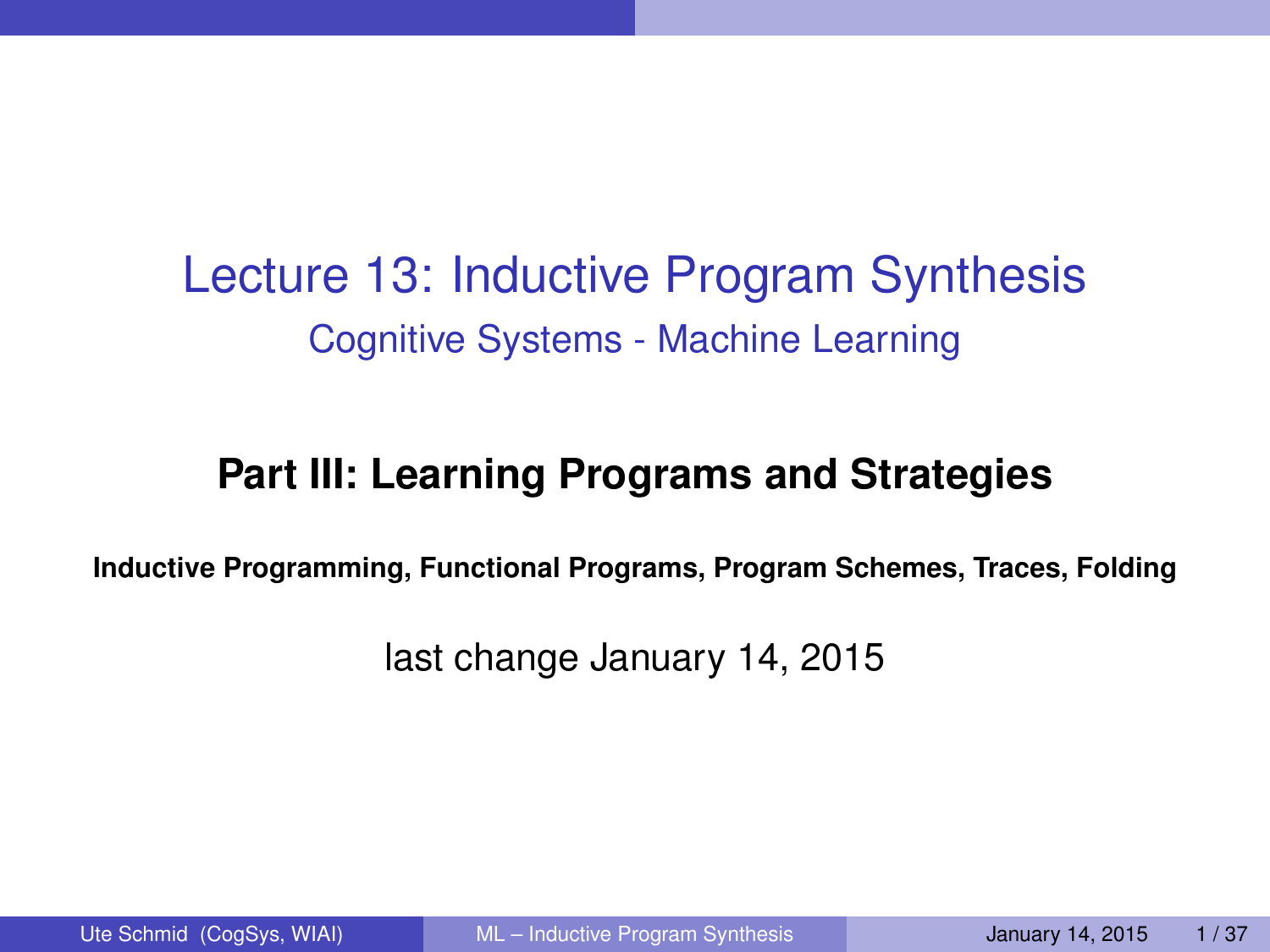# Lecture 13: Inductive Program Synthesis

## Cognitive Systems - Machine Learning

**Part III: Learning Programs and Strategies**

**Inductive Programming, Functional Programs, Program Schemes, Traces, Folding**

last change January 14, 2015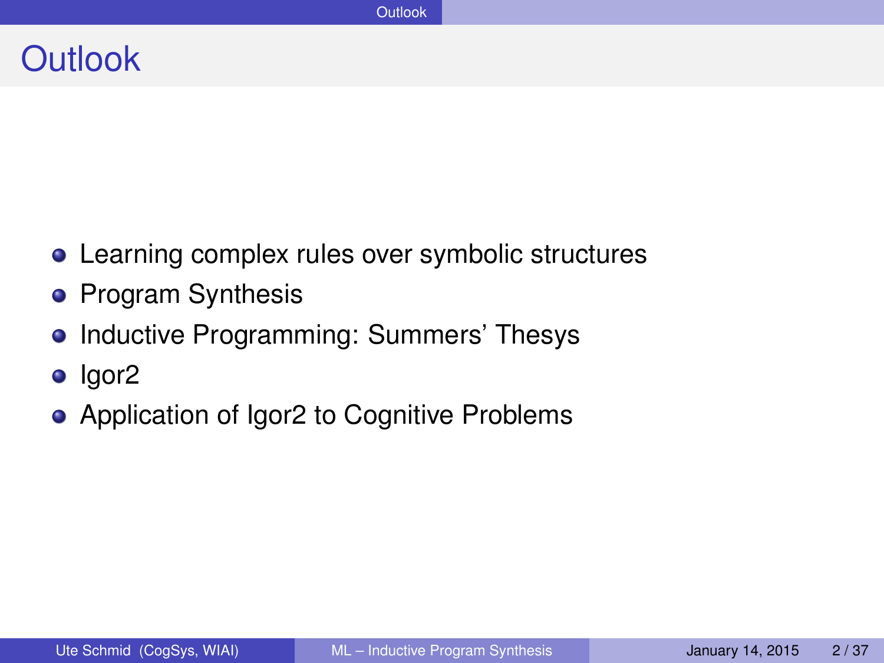# Outlook

- Learning complex rules over symbolic structures
- Program Synthesis
- Inductive Programming: Summers' Thesys
- Igor2
- Application of Igor2 to Cognitive Problems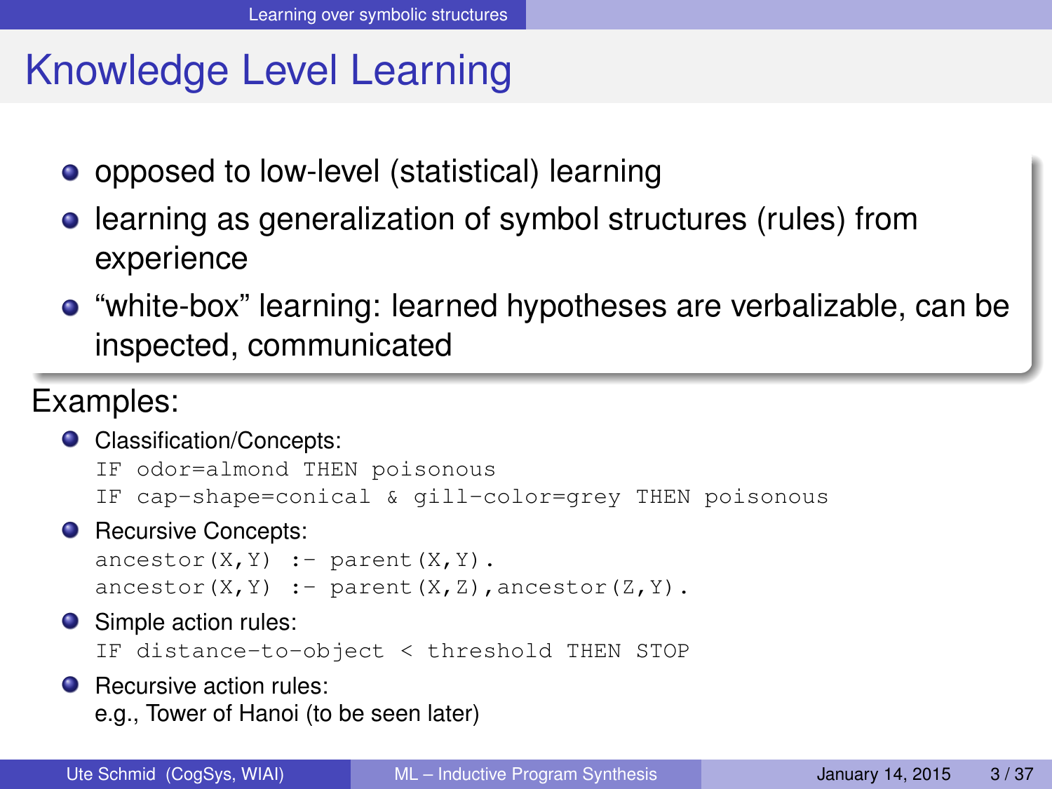# Knowledge Level Learning

- opposed to low-level (statistical) learning
- learning as generalization of symbol structures (rules) from experience
- "white-box" learning: learned hypotheses are verbalizable, can be inspected, communicated

Examples:

1. Classification/Concepts:
```
IF odor=almond THEN poisonous
IF cap-shape=conical & gill-color=grey THEN poisonous
```
2. Recursive Concepts:
```
ancestor(X,Y) :- parent(X,Y).
ancestor(X,Y) :- parent(X,Z),ancestor(Z,Y).
```
3. Simple action rules:
```
IF distance-to-object < threshold THEN STOP
```
4. Recursive action rules:
   e.g., Tower of Hanoi (to be seen later)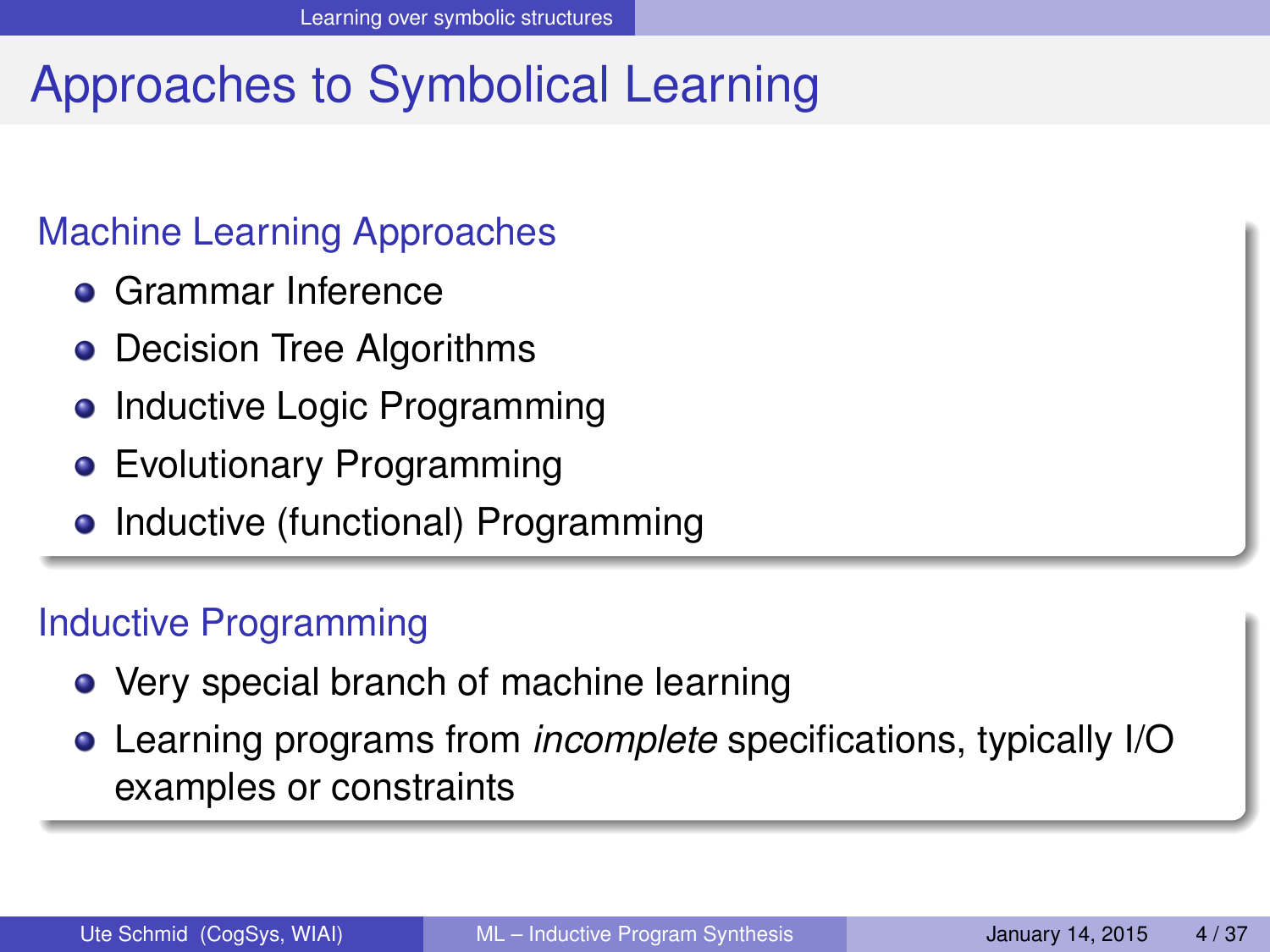# Approaches to Symbolical Learning

## Machine Learning Approaches

- Grammar Inference
- Decision Tree Algorithms
- Inductive Logic Programming
- Evolutionary Programming
- Inductive (functional) Programming

## Inductive Programming

- Very special branch of machine learning
- Learning programs from *incomplete* specifications, typically I/O examples or constraints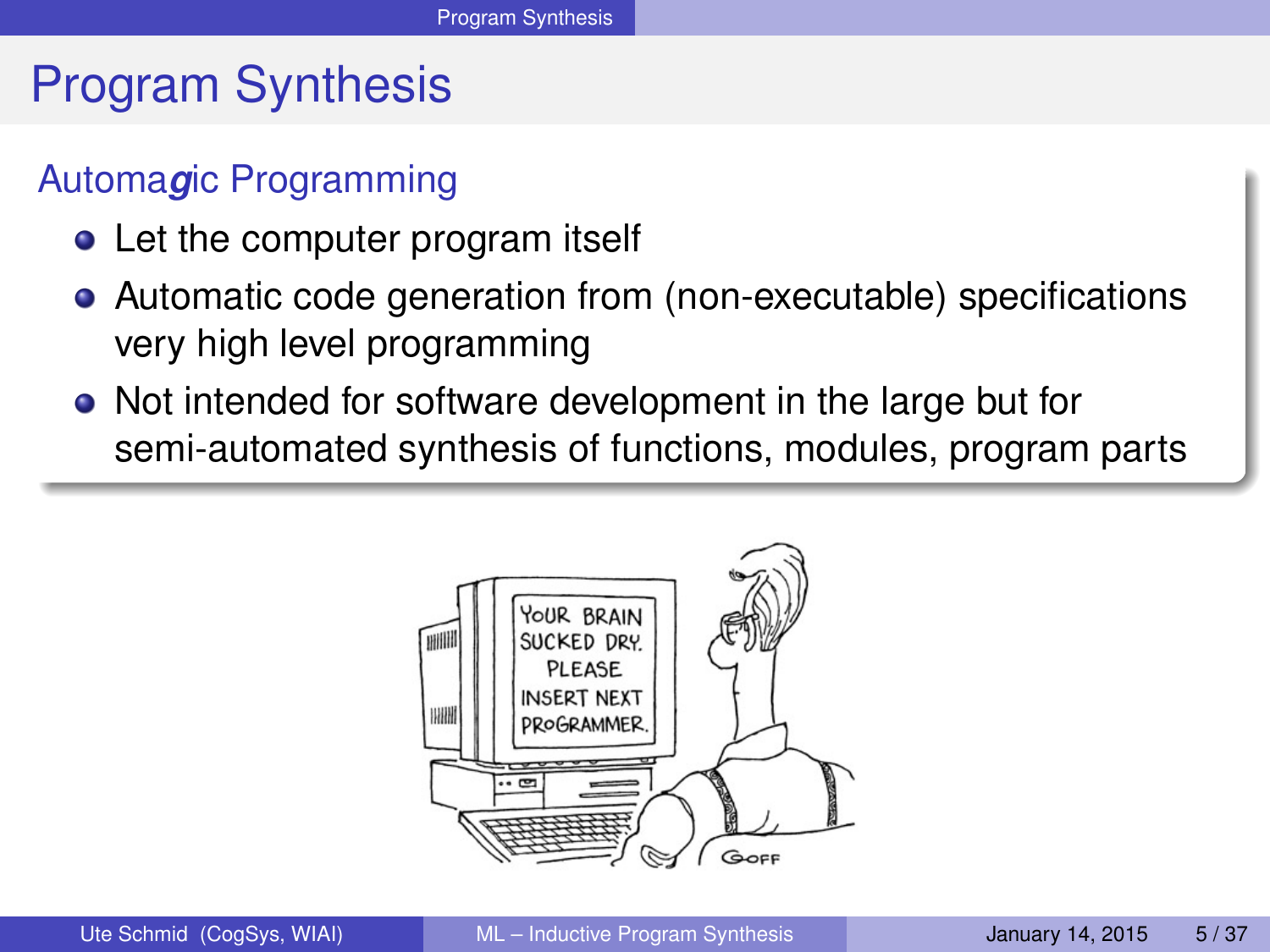# Program Synthesis

## Automa*g*ic Programming

- Let the computer program itself
- Automatic code generation from (non-executable) specifications very high level programming
- Not intended for software development in the large but for semi-automated synthesis of functions, modules, program parts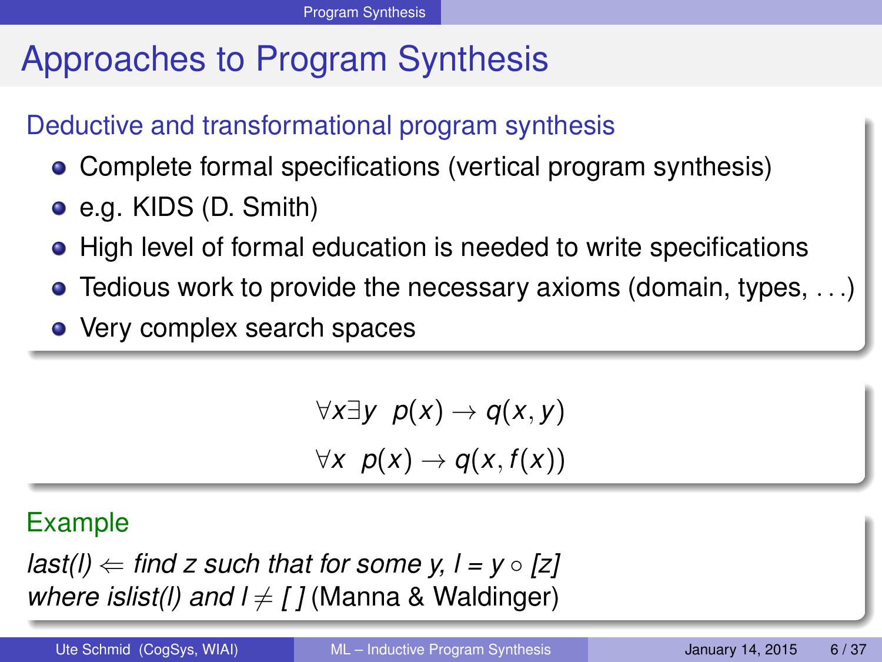# Approaches to Program Synthesis

## Deductive and transformational program synthesis

- Complete formal specifications (vertical program synthesis)
- e.g. KIDS (D. Smith)
- High level of formal education is needed to write specifications
- Tedious work to provide the necessary axioms (domain, types, ...)
- Very complex search spaces

$$\forall x \exists y \;\; p(x) \rightarrow q(x, y)$$

$$\forall x \;\; p(x) \rightarrow q(x, f(x))$$

## Example

*last(l)* $\Leftarrow$ *find z such that for some y, l = y* $\circ$ *[z]*
*where islist(l) and l* $\neq$ *[ ]* (Manna & Waldinger)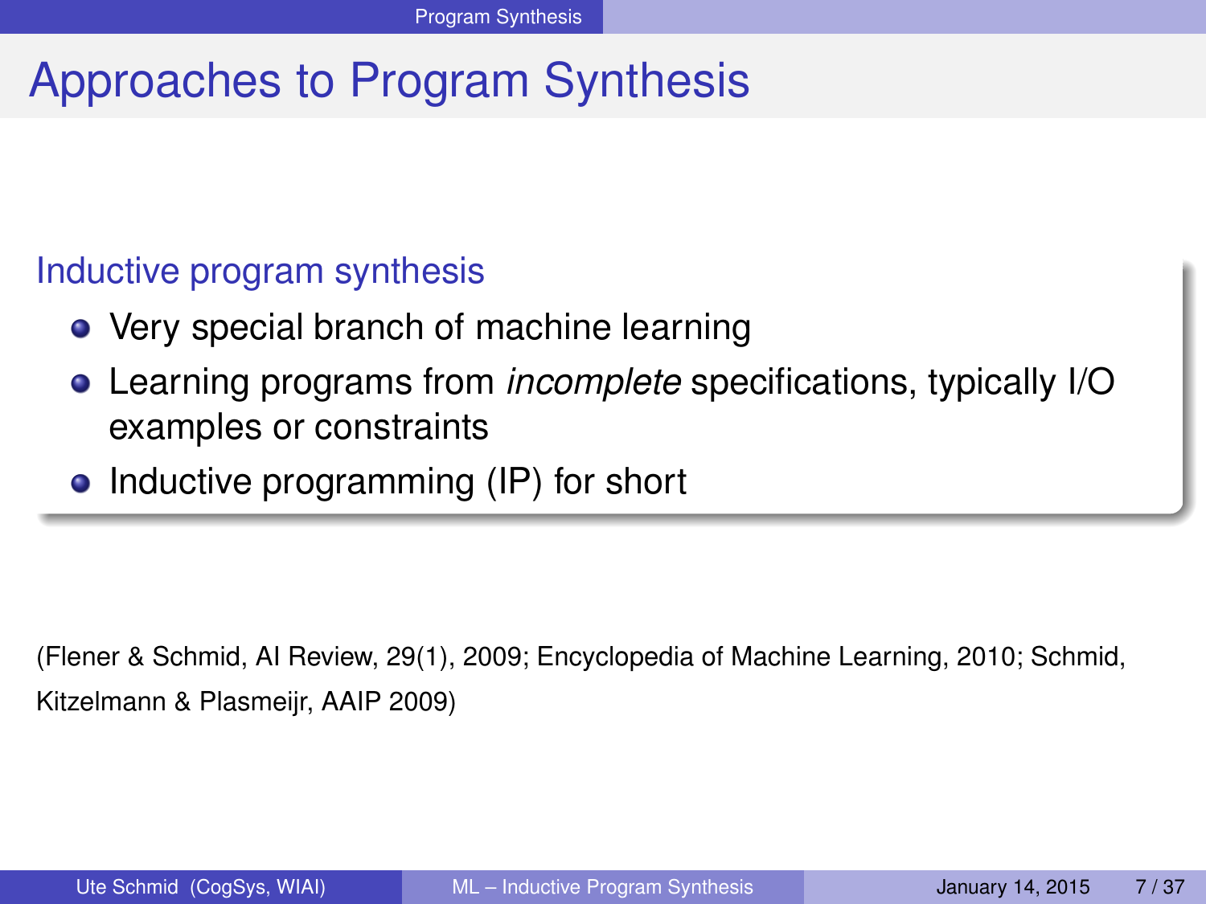# Approaches to Program Synthesis

## Inductive program synthesis

- Very special branch of machine learning
- Learning programs from *incomplete* specifications, typically I/O examples or constraints
- Inductive programming (IP) for short

(Flener & Schmid, AI Review, 29(1), 2009; Encyclopedia of Machine Learning, 2010; Schmid, Kitzelmann & Plasmeijr, AAIP 2009)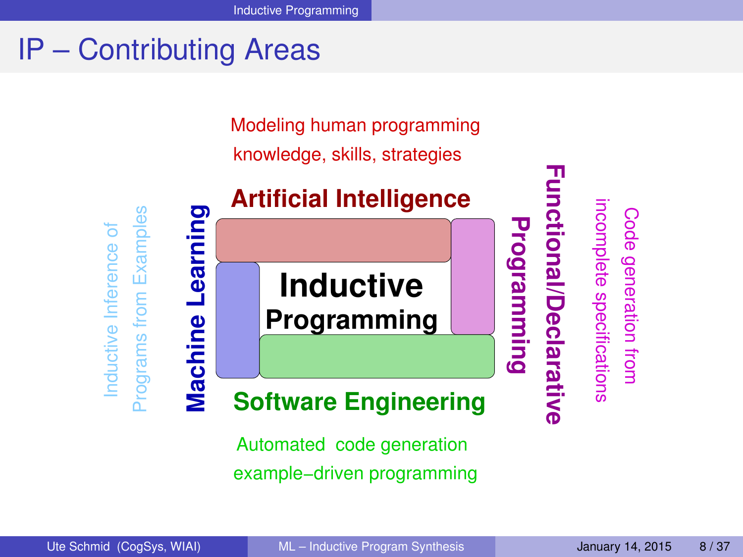# IP – Contributing Areas

Modeling human programming knowledge, skills, strategies

**Artificial Intelligence**

Inductive Inference of Programs from Examples

**Machine Learning**

**Inductive Programming**

**Functional/Declarative Programming**

Code generation from incomplete specifications

**Software Engineering**

Automated code generation example–driven programming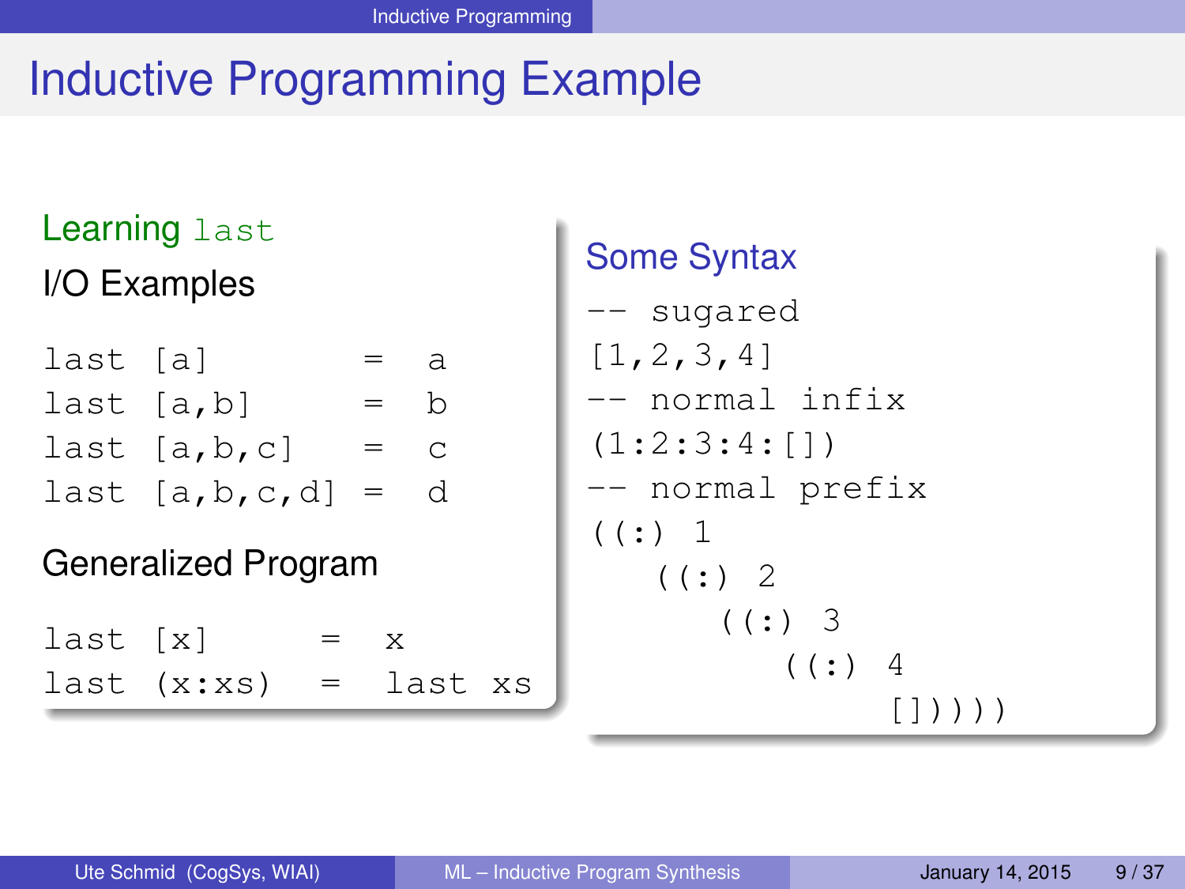# Inductive Programming Example

## Learning `last`

### I/O Examples

```
last [a]       =  a
last [a,b]     =  b
last [a,b,c]   =  c
last [a,b,c,d] =  d
```

### Generalized Program

```
last [x]      =  x
last (x:xs)   =  last xs
```

## Some Syntax

```
-- sugared
[1,2,3,4]
-- normal infix
(1:2:3:4:[])
-- normal prefix
((:) 1
   ((:) 2
      ((:) 3
         ((:) 4
              [])))))
```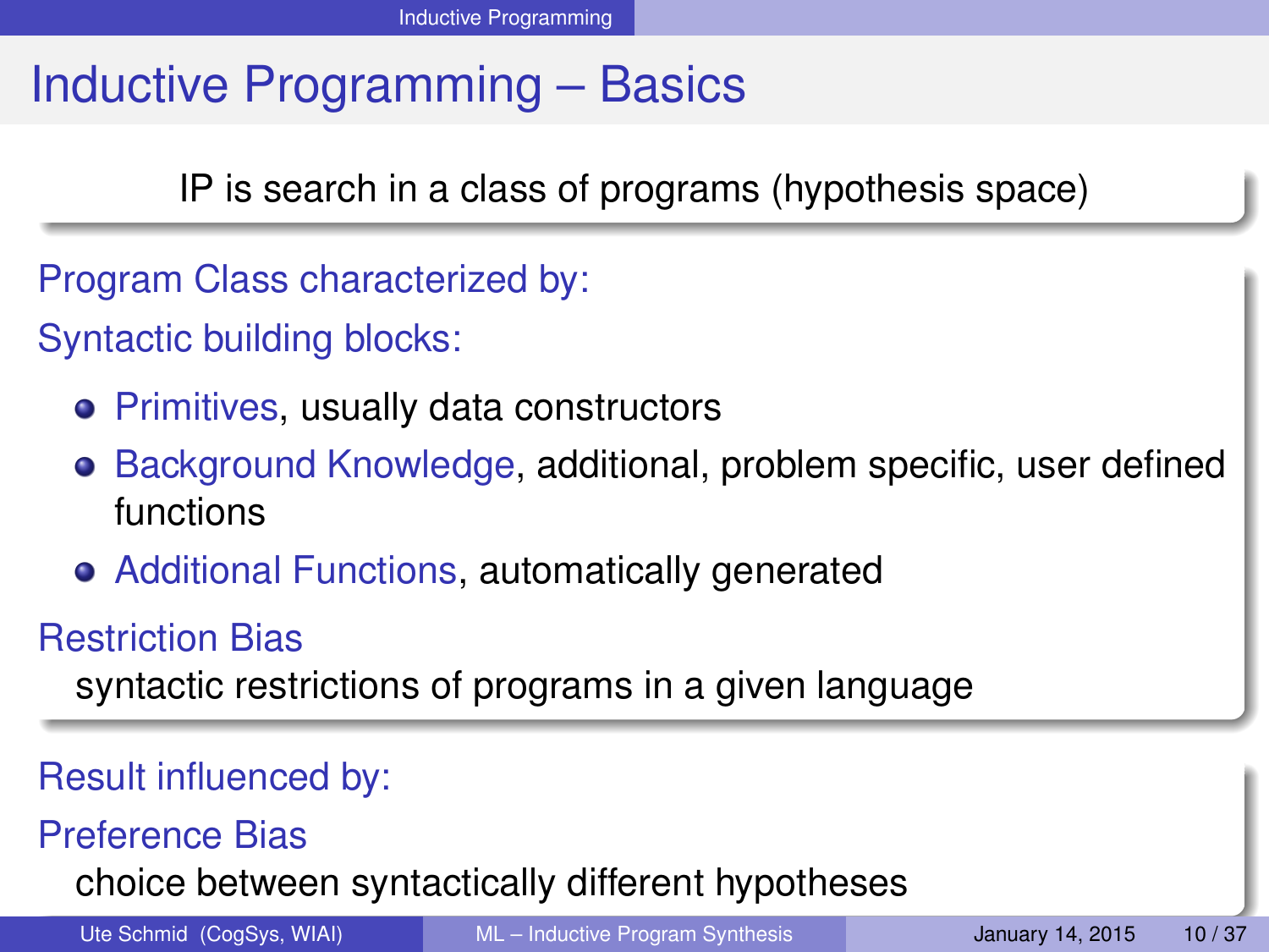# Inductive Programming – Basics

IP is search in a class of programs (hypothesis space)

**Program Class characterized by:**

**Syntactic building blocks:**

- **Primitives**, usually data constructors
- **Background Knowledge**, additional, problem specific, user defined functions
- **Additional Functions**, automatically generated

**Restriction Bias**

syntactic restrictions of programs in a given language

**Result influenced by:**

**Preference Bias**

choice between syntactically different hypotheses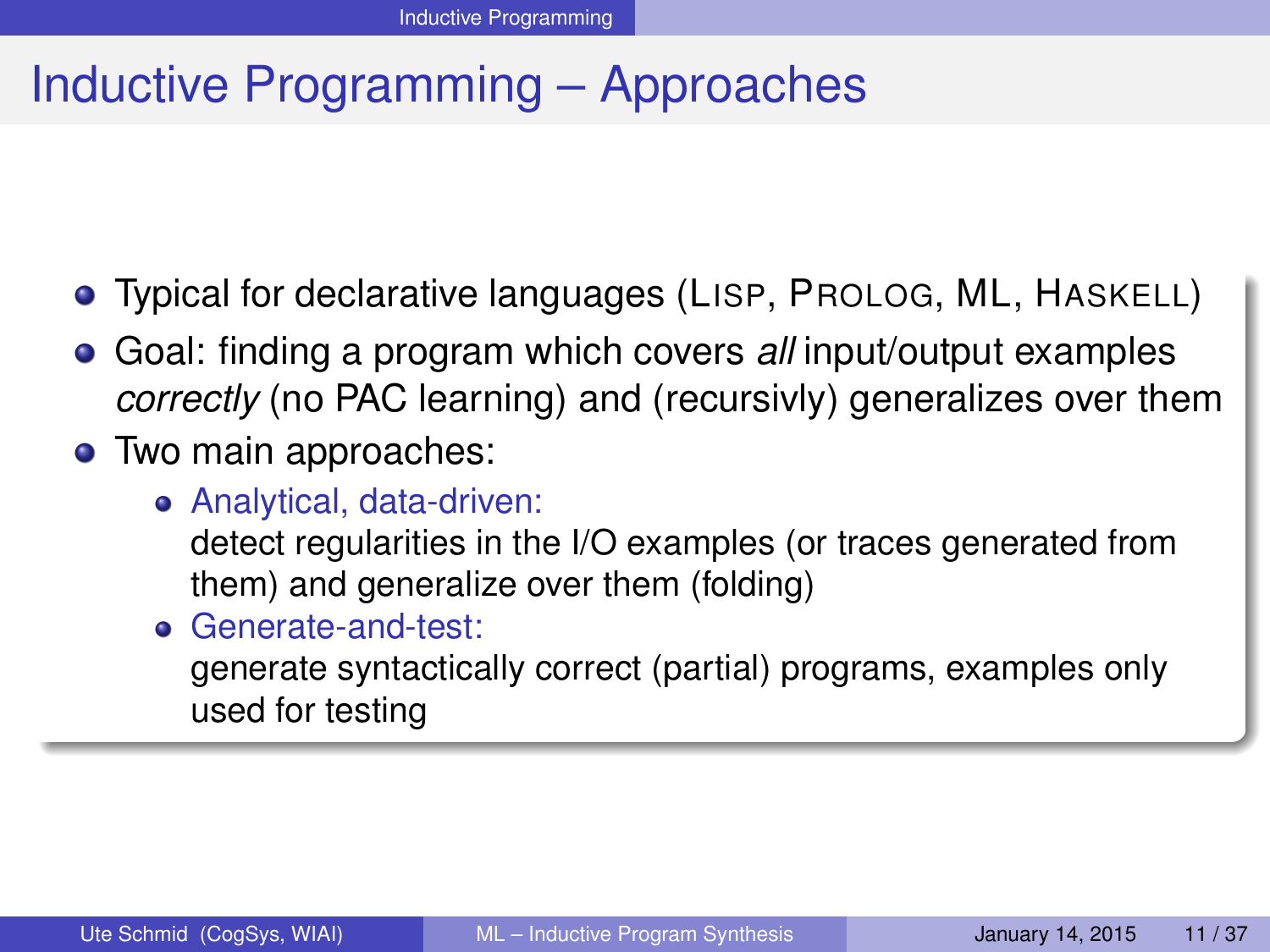# Inductive Programming – Approaches

- Typical for declarative languages (LISP, PROLOG, ML, HASKELL)
- Goal: finding a program which covers *all* input/output examples *correctly* (no PAC learning) and (recursivly) generalizes over them
- Two main approaches:
  - Analytical, data-driven:
    detect regularities in the I/O examples (or traces generated from them) and generalize over them (folding)
  - Generate-and-test:
    generate syntactically correct (partial) programs, examples only used for testing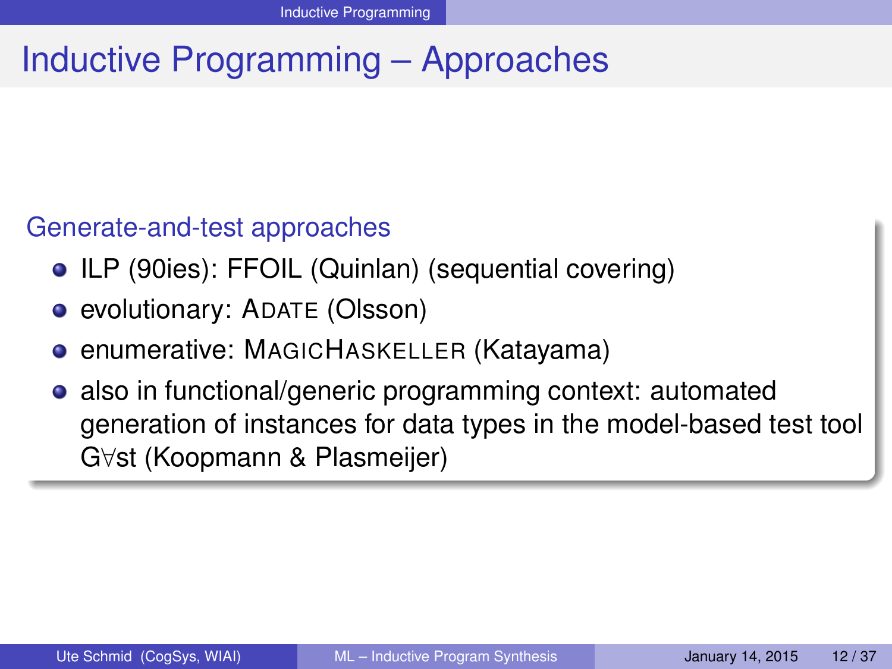# Inductive Programming – Approaches

### Generate-and-test approaches

- ILP (90ies): FFOIL (Quinlan) (sequential covering)
- evolutionary: ADATE (Olsson)
- enumerative: MAGICHASKELLER (Katayama)
- also in functional/generic programming context: automated generation of instances for data types in the model-based test tool G∀st (Koopmann & Plasmeijer)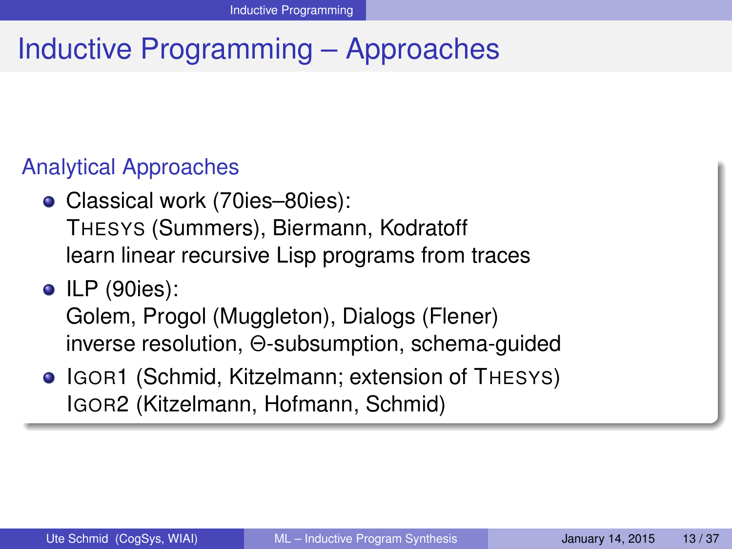# Inductive Programming – Approaches

## Analytical Approaches

- Classical work (70ies–80ies):
  THESYS (Summers), Biermann, Kodratoff
  learn linear recursive Lisp programs from traces
- ILP (90ies):
  Golem, Progol (Muggleton), Dialogs (Flener)
  inverse resolution, Θ-subsumption, schema-guided
- IGOR1 (Schmid, Kitzelmann; extension of THESYS)
  IGOR2 (Kitzelmann, Hofmann, Schmid)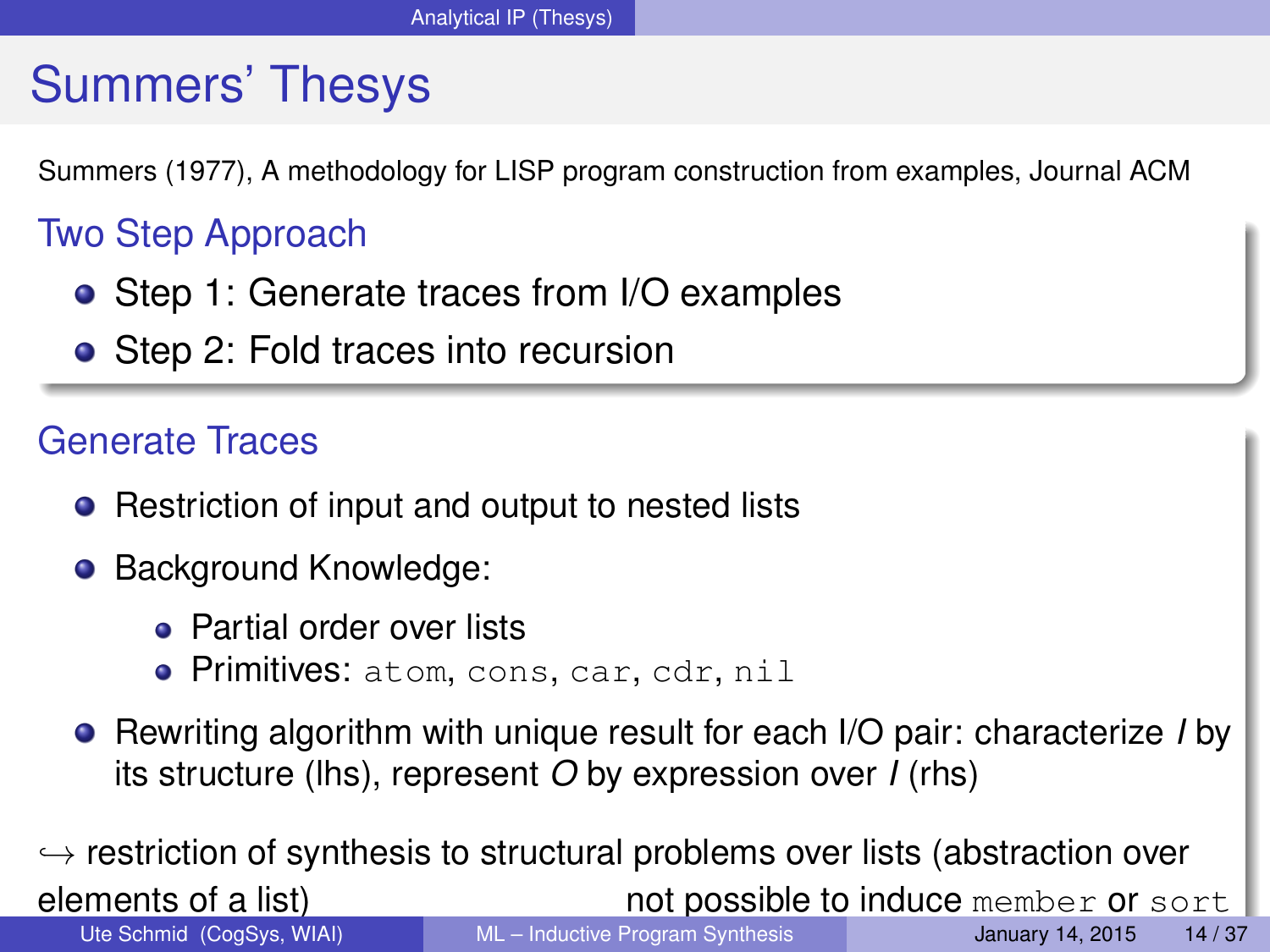# Summers' Thesys

Summers (1977), A methodology for LISP program construction from examples, Journal ACM

## Two Step Approach

- Step 1: Generate traces from I/O examples
- Step 2: Fold traces into recursion

## Generate Traces

- Restriction of input and output to nested lists
- Background Knowledge:
  - Partial order over lists
  - Primitives: `atom`, `cons`, `car`, `cdr`, `nil`
- Rewriting algorithm with unique result for each I/O pair: characterize *I* by its structure (lhs), represent *O* by expression over *I* (rhs)

↪ restriction of synthesis to structural problems over lists (abstraction over elements of a list) not possible to induce `member` or `sort`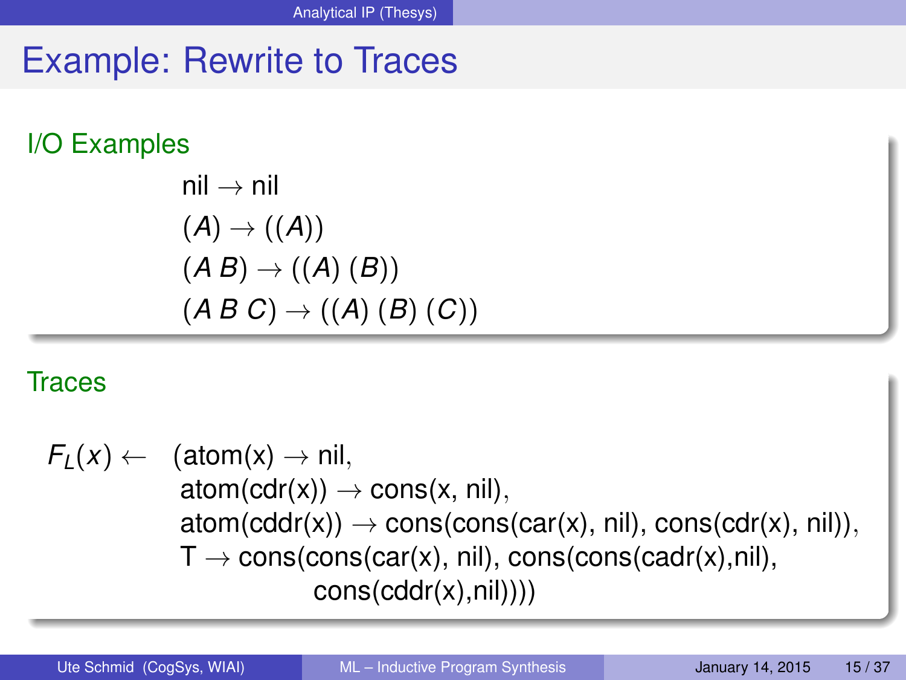# Example: Rewrite to Traces

## I/O Examples

nil → nil
($A$) → (($A$))
($A$ $B$) → (($A$) ($B$))
($A$ $B$ $C$) → (($A$) ($B$) ($C$))

## Traces

$F_L(x) \leftarrow$ (atom(x) → nil,
atom(cdr(x)) → cons(x, nil),
atom(cddr(x)) → cons(cons(car(x), nil), cons(cdr(x), nil)),
T → cons(cons(car(x), nil), cons(cons(cadr(x),nil),
cons(cddr(x),nil))))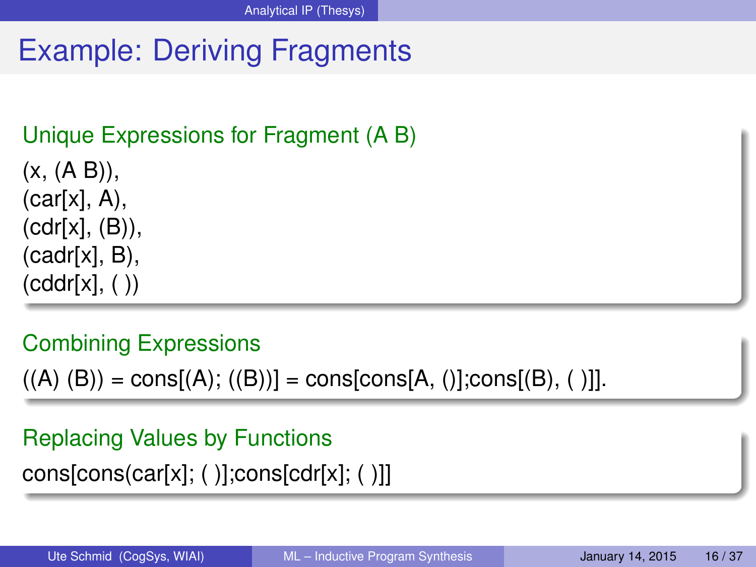# Example: Deriving Fragments

### Unique Expressions for Fragment (A B)

(x, (A B)),
(car[x], A),
(cdr[x], (B)),
(cadr[x], B),
(cddr[x], ( ))

### Combining Expressions

((A) (B)) = cons[(A); ((B))] = cons[cons[A, ()];cons[(B), ( )]].

### Replacing Values by Functions

cons[cons(car[x]; ( )];cons[cdr[x]; ( )]]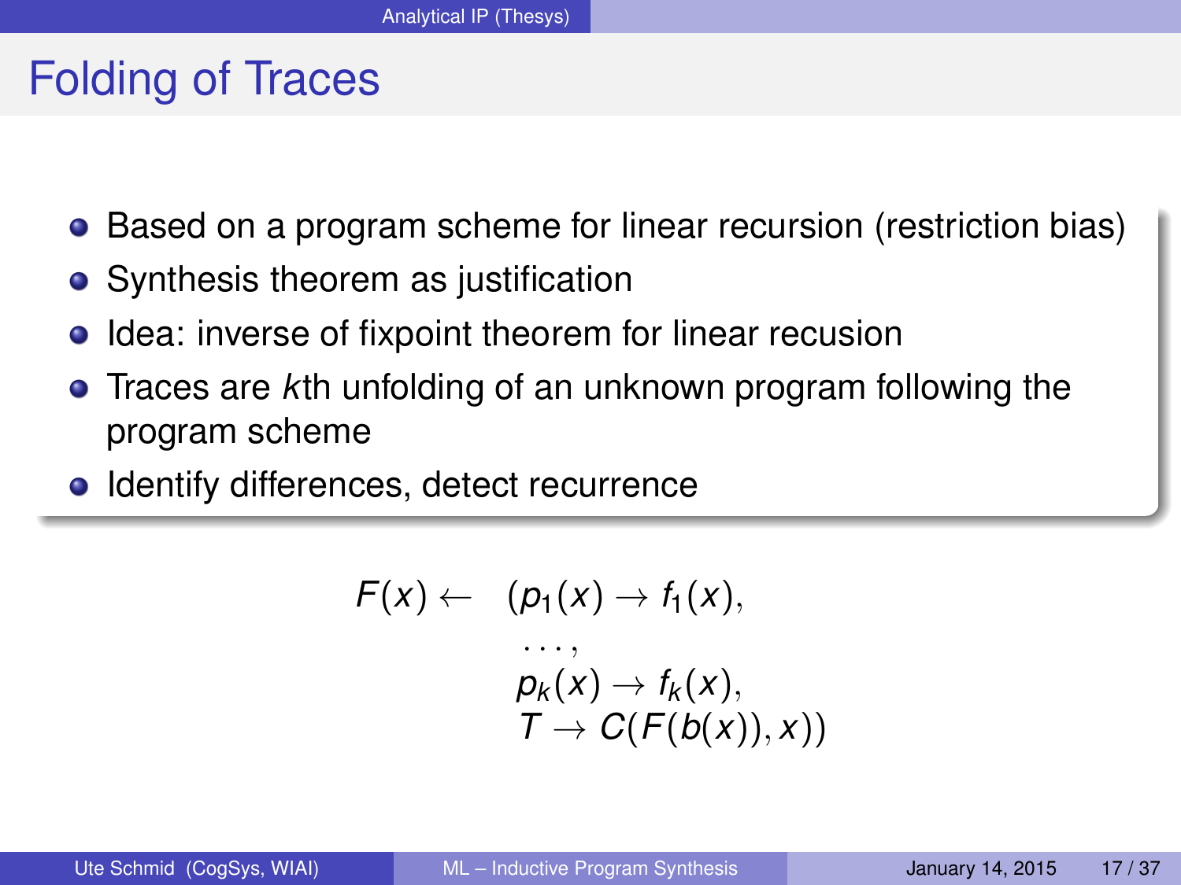# Folding of Traces

- Based on a program scheme for linear recursion (restriction bias)
- Synthesis theorem as justification
- Idea: inverse of fixpoint theorem for linear recusion
- Traces are *k*th unfolding of an unknown program following the program scheme
- Identify differences, detect recurrence

$$
\begin{aligned}
F(x) \leftarrow \quad & (p_1(x) \rightarrow f_1(x), \\
& \ldots, \\
& p_k(x) \rightarrow f_k(x), \\
& T \rightarrow C(F(b(x)), x))
\end{aligned}
$$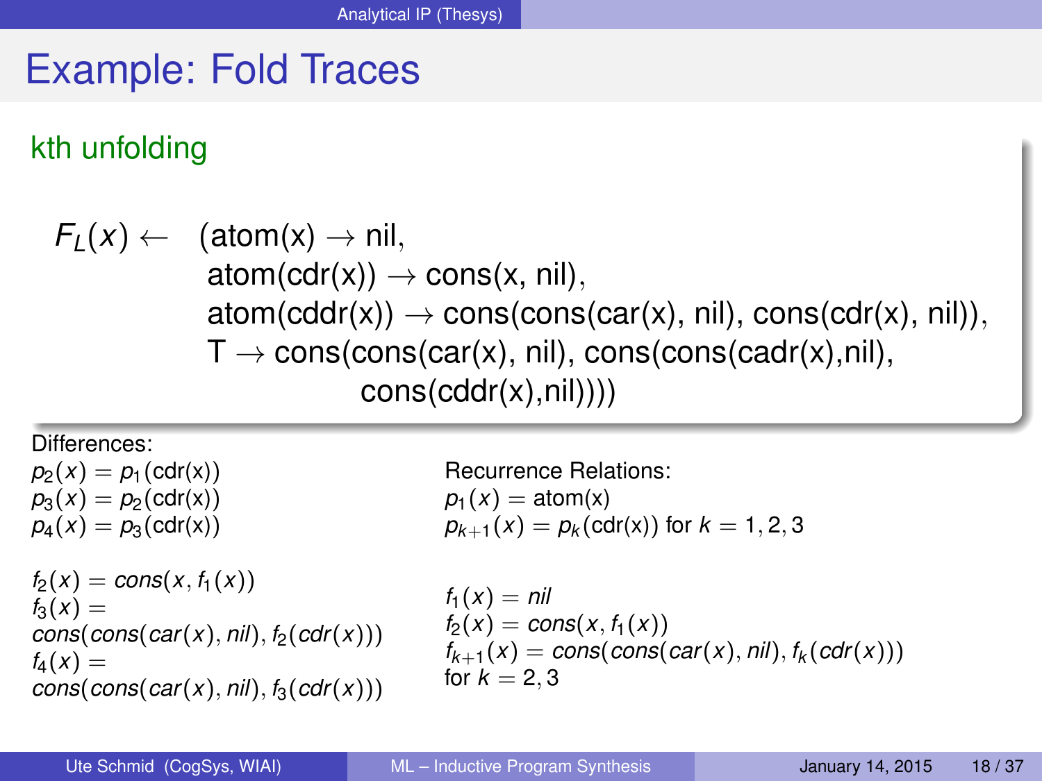# Example: Fold Traces

## kth unfolding

$$
\begin{aligned}
F_L(x) \leftarrow \; & (\text{atom(x)} \rightarrow \text{nil}, \\
& \text{atom(cdr(x))} \rightarrow \text{cons(x, nil)}, \\
& \text{atom(cddr(x))} \rightarrow \text{cons(cons(car(x), nil), cons(cdr(x), nil))}, \\
& \text{T} \rightarrow \text{cons(cons(car(x), nil), cons(cons(cadr(x),nil),} \\
& \qquad\qquad \text{cons(cddr(x),nil))))}
\end{aligned}
$$

Differences:

$p_2(x) = p_1(\text{cdr(x)})$
$p_3(x) = p_2(\text{cdr(x)})$
$p_4(x) = p_3(\text{cdr(x)})$

$f_2(x) = cons(x, f_1(x))$
$f_3(x) =$
$cons(cons(car(x), nil), f_2(cdr(x)))$
$f_4(x) =$
$cons(cons(car(x), nil), f_3(cdr(x)))$

Recurrence Relations:

$p_1(x) = \text{atom(x)}$
$p_{k+1}(x) = p_k(\text{cdr(x)})$ for $k = 1, 2, 3$

$f_1(x) = nil$
$f_2(x) = cons(x, f_1(x))$
$f_{k+1}(x) = cons(cons(car(x), nil), f_k(cdr(x)))$
for $k = 2, 3$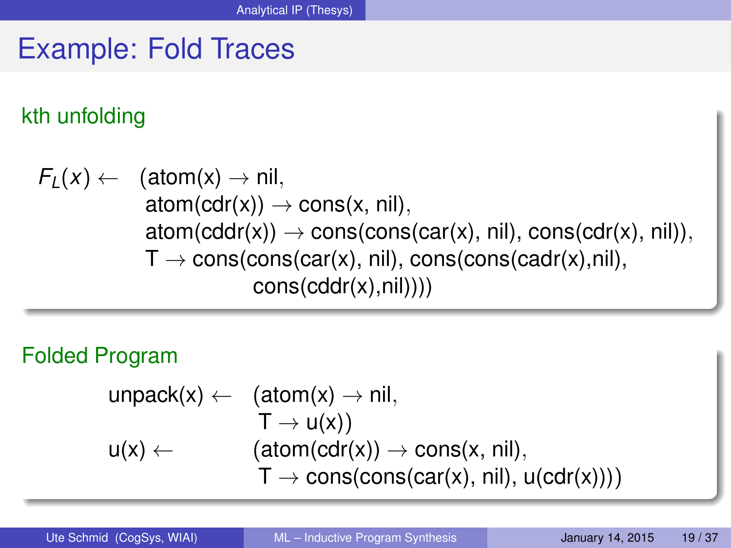# Example: Fold Traces

## kth unfolding

$F_L(x) \leftarrow$
```
(atom(x) → nil,
 atom(cdr(x)) → cons(x, nil),
 atom(cddr(x)) → cons(cons(car(x), nil), cons(cdr(x), nil)),
 T → cons(cons(car(x), nil), cons(cons(cadr(x),nil),
               cons(cddr(x),nil))))
```

## Folded Program

```
unpack(x) ←   (atom(x) → nil,
               T → u(x))
u(x) ←        (atom(cdr(x)) → cons(x, nil),
               T → cons(cons(car(x), nil), u(cdr(x))))
```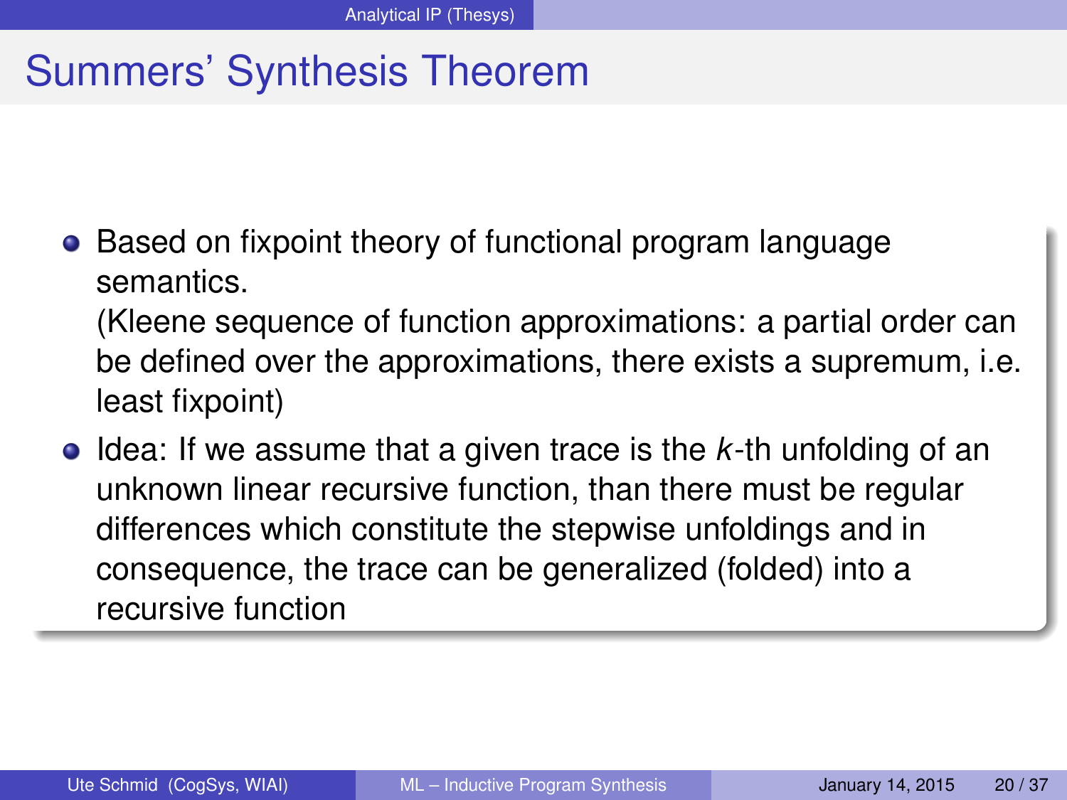# Summers' Synthesis Theorem

- Based on fixpoint theory of functional program language semantics.
  (Kleene sequence of function approximations: a partial order can be defined over the approximations, there exists a supremum, i.e. least fixpoint)
- Idea: If we assume that a given trace is the $k$-th unfolding of an unknown linear recursive function, than there must be regular differences which constitute the stepwise unfoldings and in consequence, the trace can be generalized (folded) into a recursive function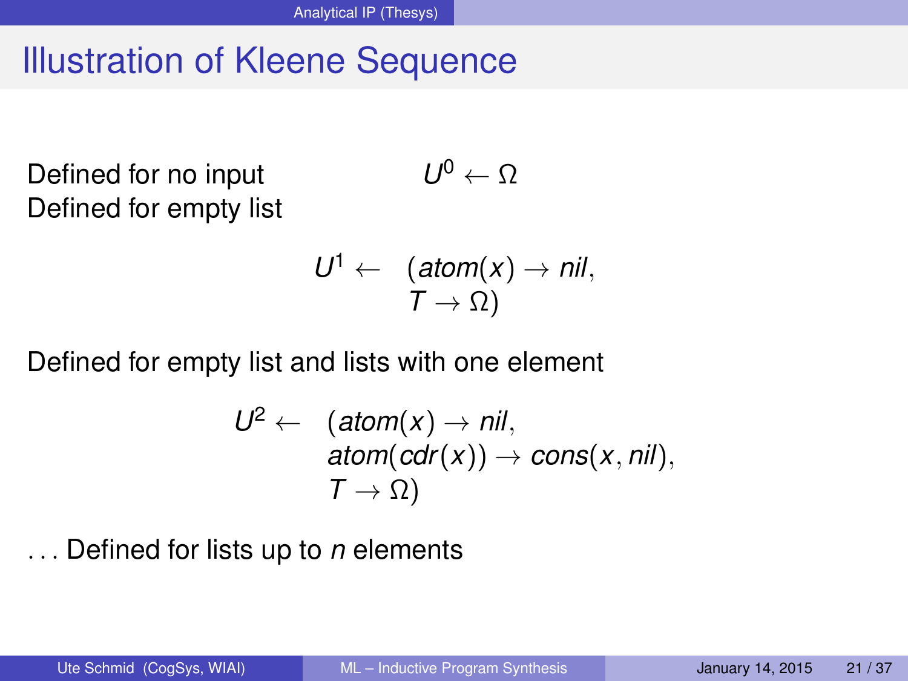# Illustration of Kleene Sequence

Defined for no input $\quad U^0 \leftarrow \Omega$

Defined for empty list

$$
\begin{aligned}
U^1 \leftarrow \quad & (atom(x) \rightarrow nil, \\
& T \rightarrow \Omega)
\end{aligned}
$$

Defined for empty list and lists with one element

$$
\begin{aligned}
U^2 \leftarrow \quad & (atom(x) \rightarrow nil, \\
& atom(cdr(x)) \rightarrow cons(x, nil), \\
& T \rightarrow \Omega)
\end{aligned}
$$

... Defined for lists up to *n* elements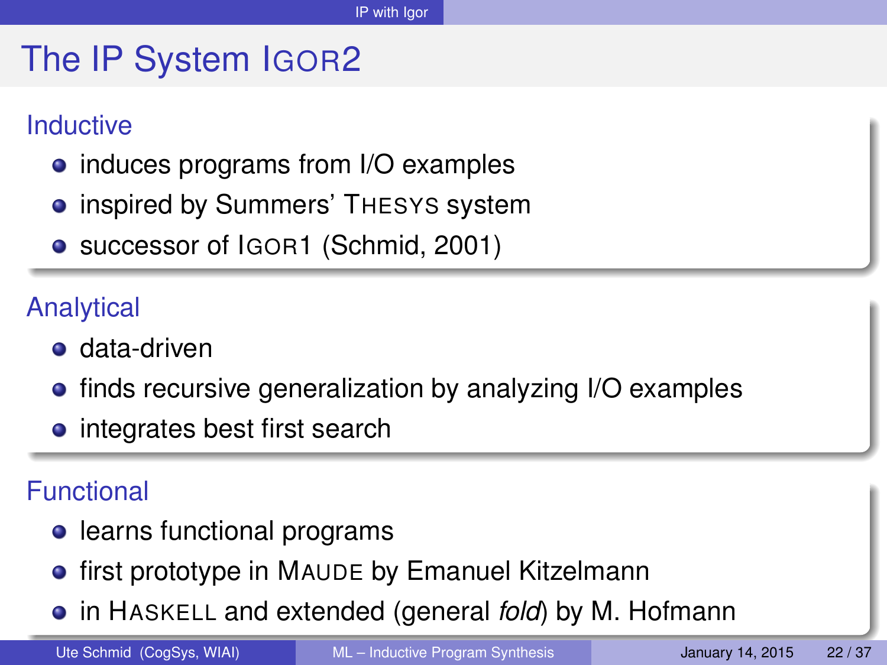# The IP System IGOR2

## Inductive

- induces programs from I/O examples
- inspired by Summers' THESYS system
- successor of IGOR1 (Schmid, 2001)

## Analytical

- data-driven
- finds recursive generalization by analyzing I/O examples
- integrates best first search

## Functional

- learns functional programs
- first prototype in MAUDE by Emanuel Kitzelmann
- in HASKELL and extended (general *fold*) by M. Hofmann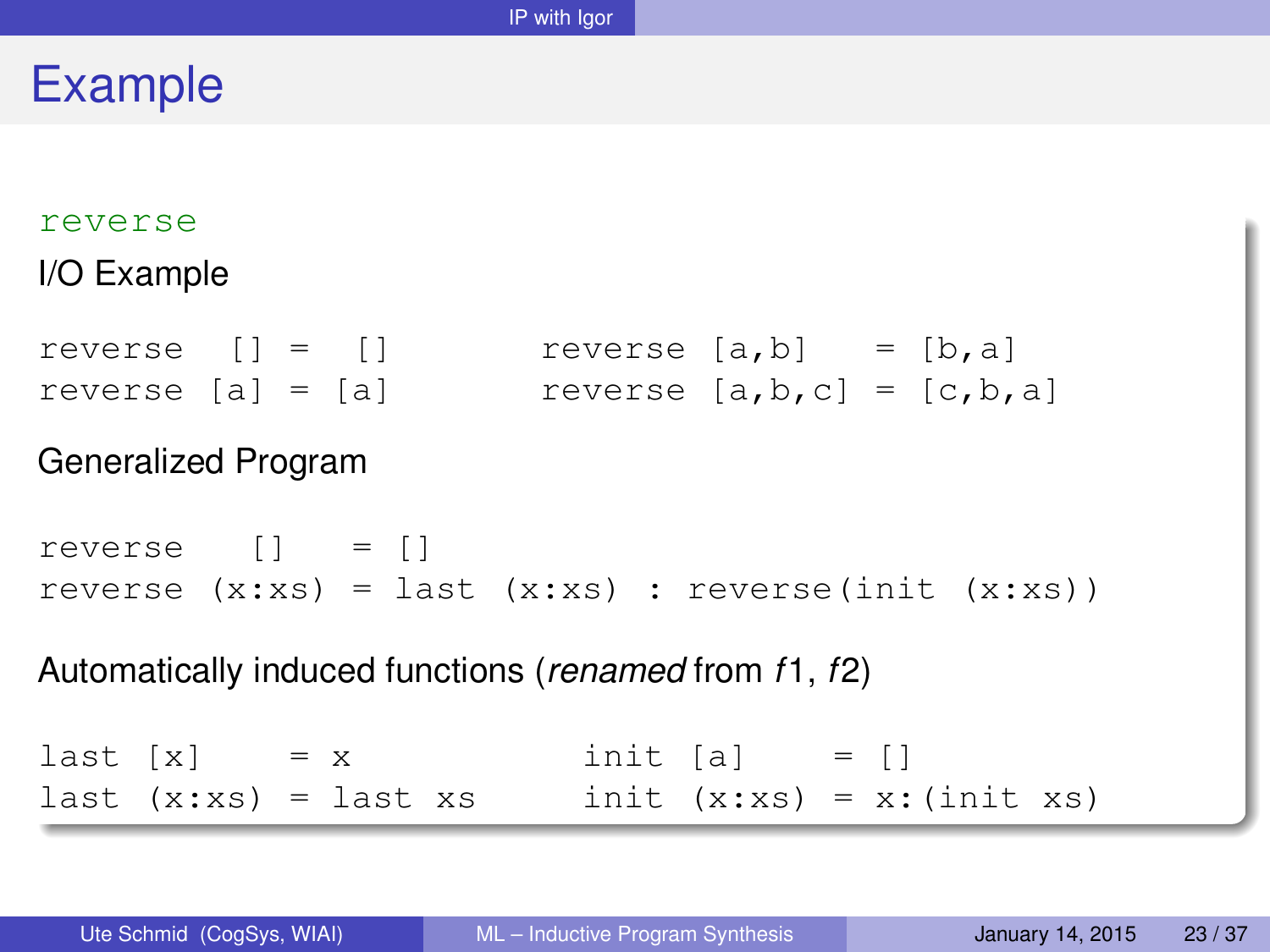# Example

reverse

I/O Example

```
reverse  [] =  []          reverse [a,b]   = [b,a]
reverse [a] = [a]          reverse [a,b,c] = [c,b,a]
```

Generalized Program

```
reverse   []   = []
reverse (x:xs) = last (x:xs) : reverse(init (x:xs))
```

Automatically induced functions (*renamed* from *f*1, *f*2)

```
last [x]     = x             init [a]     = []
last (x:xs) = last xs        init (x:xs) = x:(init xs)
```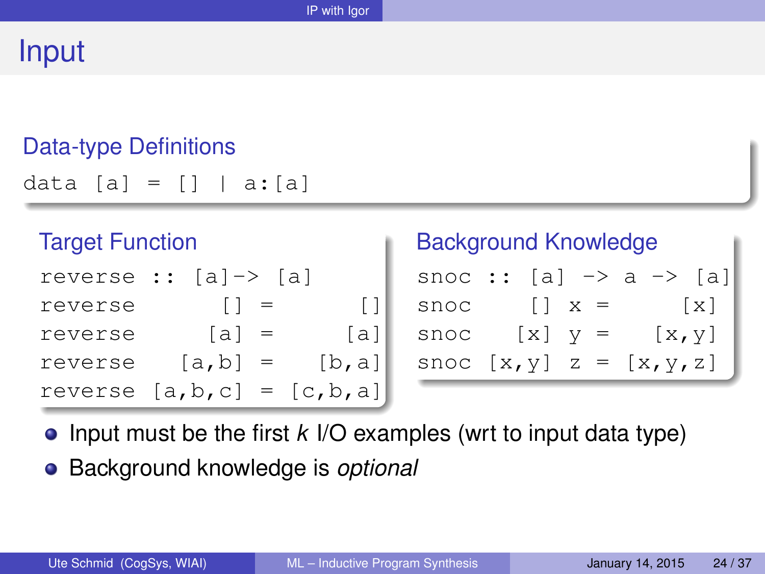# Input

### Data-type Definitions

```
data [a] = [] | a:[a]
```

### Target Function

```
reverse :: [a]-> [a]
reverse       [] =      []
reverse      [a] =     [a]
reverse    [a,b] =   [b,a]
reverse  [a,b,c] = [c,b,a]
```

### Background Knowledge

```
snoc :: [a] -> a -> [a]
snoc    [] x =     [x]
snoc   [x] y =   [x,y]
snoc [x,y] z = [x,y,z]
```

- Input must be the first *k* I/O examples (wrt to input data type)
- Background knowledge is *optional*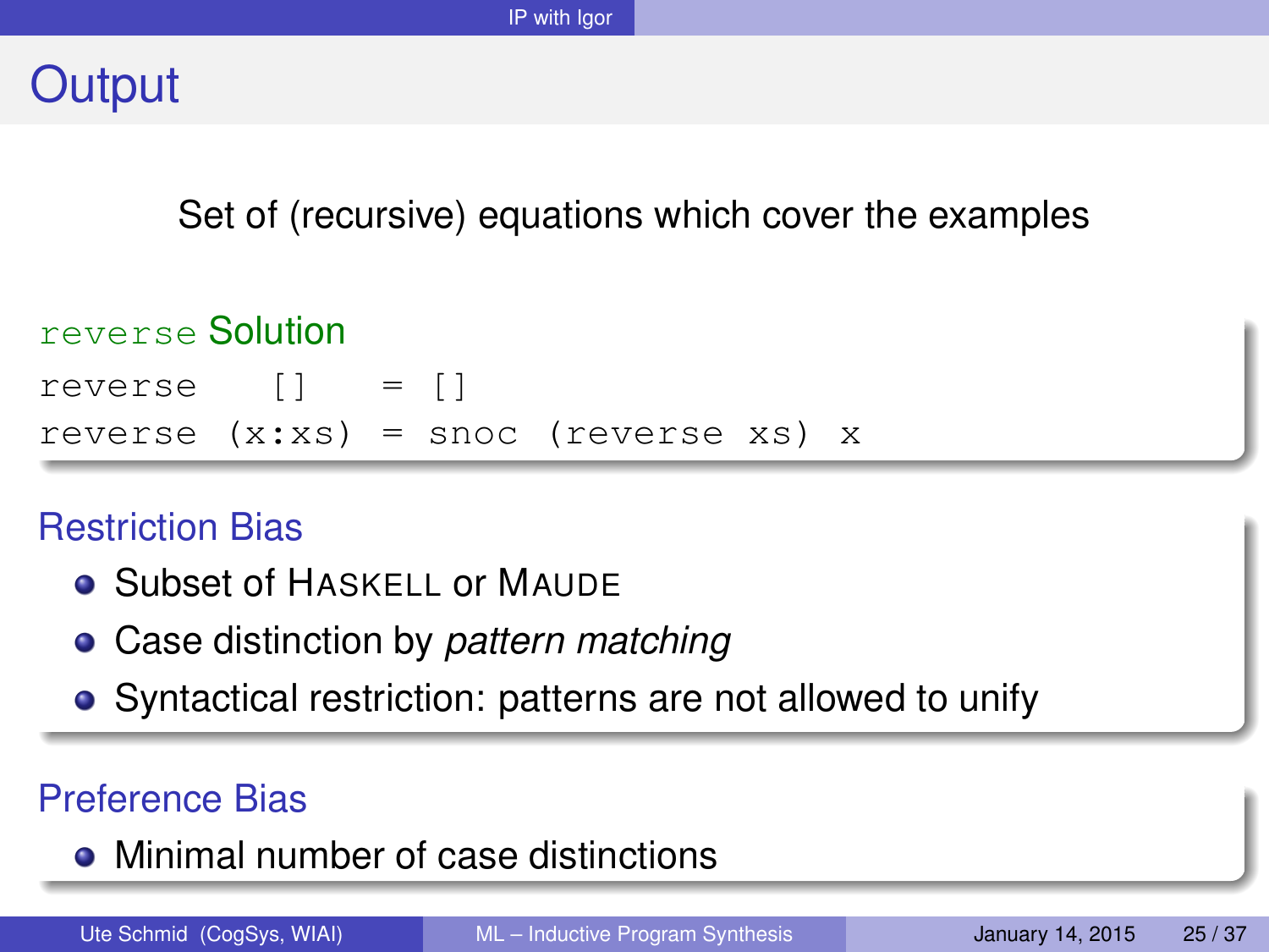# Output

Set of (recursive) equations which cover the examples

**reverse Solution**

```
reverse   []    = []
reverse (x:xs) = snoc (reverse xs) x
```

### Restriction Bias

- Subset of HASKELL or MAUDE
- Case distinction by *pattern matching*
- Syntactical restriction: patterns are not allowed to unify

### Preference Bias

- Minimal number of case distinctions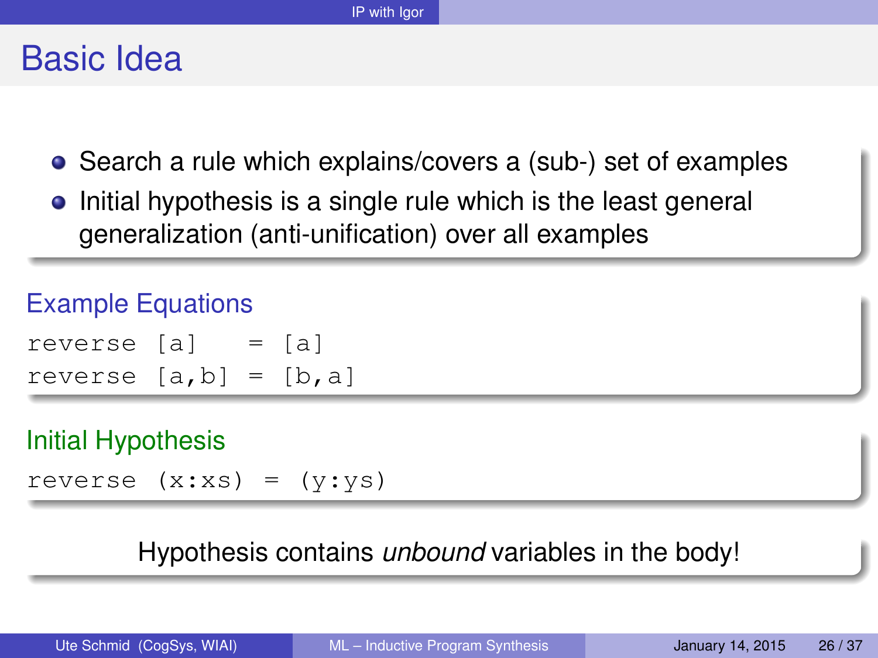# Basic Idea

- Search a rule which explains/covers a (sub-) set of examples
- Initial hypothesis is a single rule which is the least general generalization (anti-unification) over all examples

### Example Equations

```
reverse [a]   = [a]
reverse [a,b] = [b,a]
```

### Initial Hypothesis

```
reverse (x:xs) = (y:ys)
```

Hypothesis contains *unbound* variables in the body!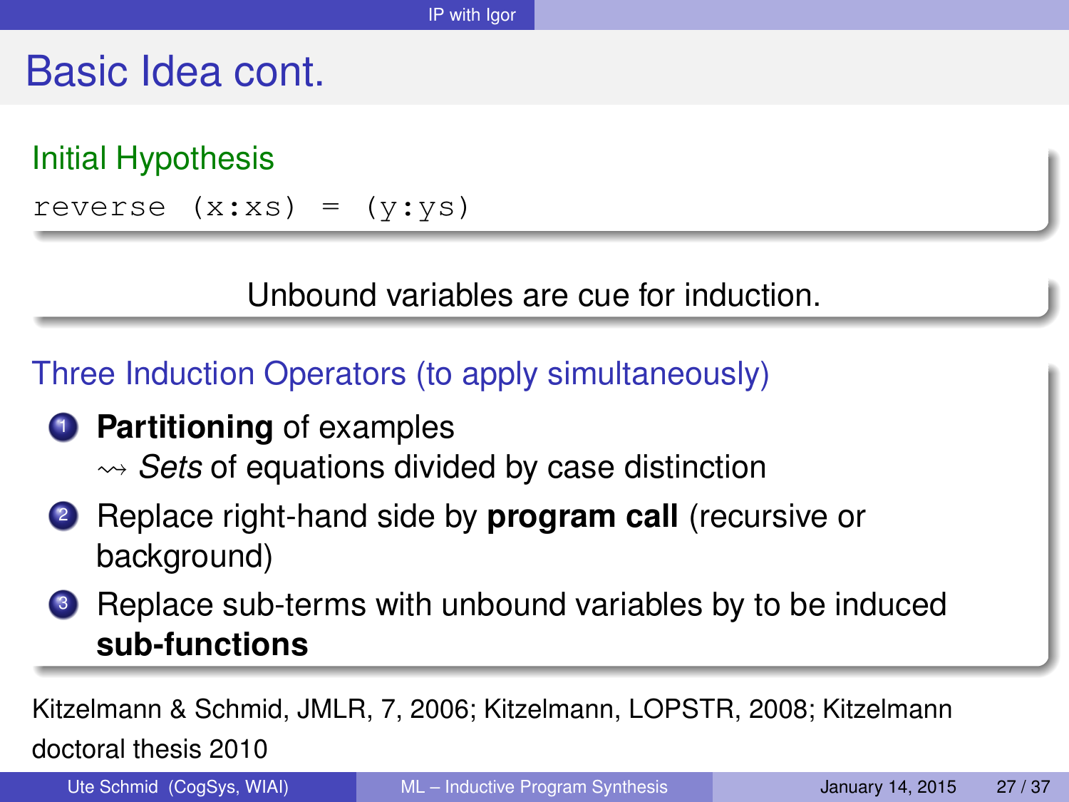# Basic Idea cont.

## Initial Hypothesis

```
reverse (x:xs) = (y:ys)
```

Unbound variables are cue for induction.

## Three Induction Operators (to apply simultaneously)

1. **Partitioning** of examples
   ⇝ *Sets* of equations divided by case distinction
2. Replace right-hand side by **program call** (recursive or background)
3. Replace sub-terms with unbound variables by to be induced **sub-functions**

Kitzelmann & Schmid, JMLR, 7, 2006; Kitzelmann, LOPSTR, 2008; Kitzelmann doctoral thesis 2010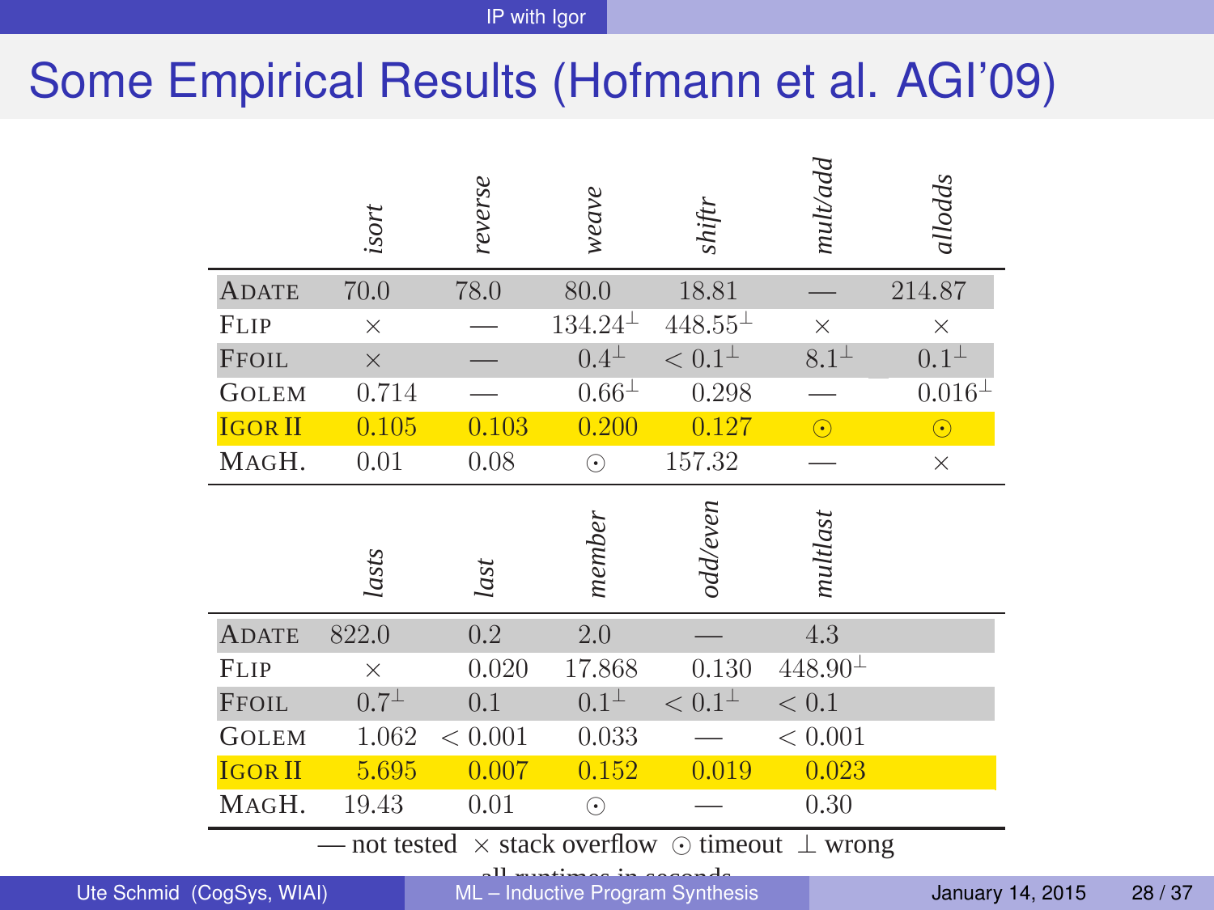# Some Empirical Results (Hofmann et al. AGI'09)

| | *isort* | *reverse* | *weave* | *shiftr* | *mult/add* | *allodds* |
|---|---|---|---|---|---|---|
| ADATE | 70.0 | 78.0 | 80.0 | 18.81 | — | 214.87 |
| FLIP | × | — | $134.24^{\perp}$ | $448.55^{\perp}$ | × | × |
| FFOIL | × | — | $0.4^{\perp}$ | $< 0.1^{\perp}$ | $8.1^{\perp}$ | $0.1^{\perp}$ |
| GOLEM | 0.714 | — | $0.66^{\perp}$ | 0.298 | — | $0.016^{\perp}$ |
| IGOR II | 0.105 | 0.103 | 0.200 | 0.127 | ⊙ | ⊙ |
| MAGH. | 0.01 | 0.08 | ⊙ | 157.32 | — | × |

| | *lasts* | *last* | *member* | *odd/even* | *multlast* |
|---|---|---|---|---|---|
| ADATE | 822.0 | 0.2 | 2.0 | — | 4.3 |
| FLIP | × | 0.020 | 17.868 | 0.130 | $448.90^{\perp}$ |
| FFOIL | $0.7^{\perp}$ | 0.1 | $0.1^{\perp}$ | $< 0.1^{\perp}$ | $< 0.1$ |
| GOLEM | 1.062 | $< 0.001$ | 0.033 | — | $< 0.001$ |
| IGOR II | 5.695 | 0.007 | 0.152 | 0.019 | 0.023 |
| MAGH. | 19.43 | 0.01 | ⊙ | — | 0.30 |

— not tested × stack overflow ⊙ timeout ⊥ wrong

all runtimes in seconds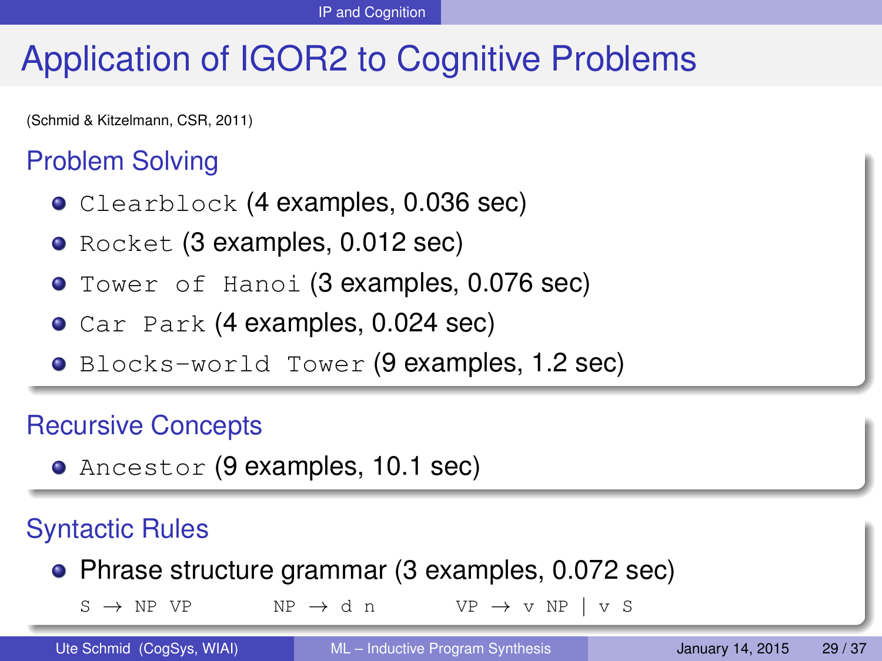# Application of IGOR2 to Cognitive Problems

(Schmid & Kitzelmann, CSR, 2011)

## Problem Solving

- `Clearblock` (4 examples, 0.036 sec)
- `Rocket` (3 examples, 0.012 sec)
- `Tower of Hanoi` (3 examples, 0.076 sec)
- `Car Park` (4 examples, 0.024 sec)
- `Blocks-world Tower` (9 examples, 1.2 sec)

## Recursive Concepts

- `Ancestor` (9 examples, 10.1 sec)

## Syntactic Rules

- Phrase structure grammar (3 examples, 0.072 sec)

  `S → NP VP`    `NP → d n`    `VP → v NP | v S`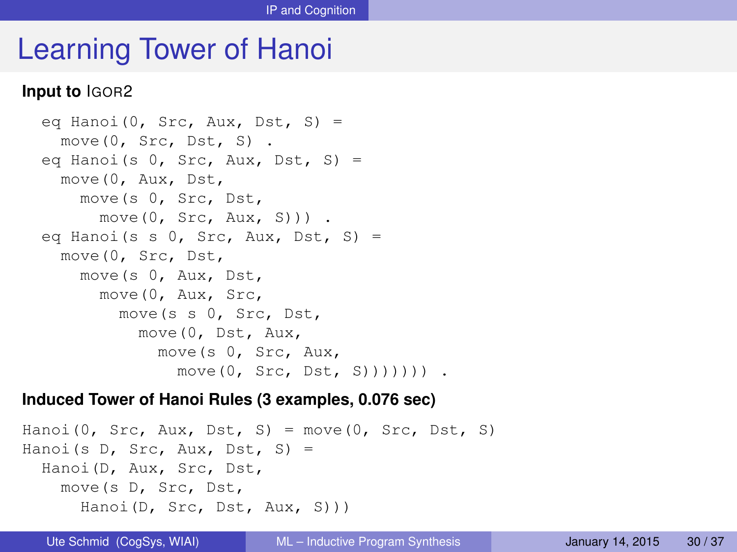# Learning Tower of Hanoi

**Input to IGOR2**

```
eq Hanoi(0, Src, Aux, Dst, S) =
  move(0, Src, Dst, S) .
eq Hanoi(s 0, Src, Aux, Dst, S) =
  move(0, Aux, Dst,
    move(s 0, Src, Dst,
      move(0, Src, Aux, S))) .
eq Hanoi(s s 0, Src, Aux, Dst, S) =
  move(0, Src, Dst,
    move(s 0, Aux, Dst,
      move(0, Aux, Src,
        move(s s 0, Src, Dst,
          move(0, Dst, Aux,
            move(s 0, Src, Aux,
              move(0, Src, Dst, S))))))) .
```

**Induced Tower of Hanoi Rules (3 examples, 0.076 sec)**

```
Hanoi(0, Src, Aux, Dst, S) = move(0, Src, Dst, S)
Hanoi(s D, Src, Aux, Dst, S) =
  Hanoi(D, Aux, Src, Dst,
    move(s D, Src, Dst,
      Hanoi(D, Src, Dst, Aux, S)))
```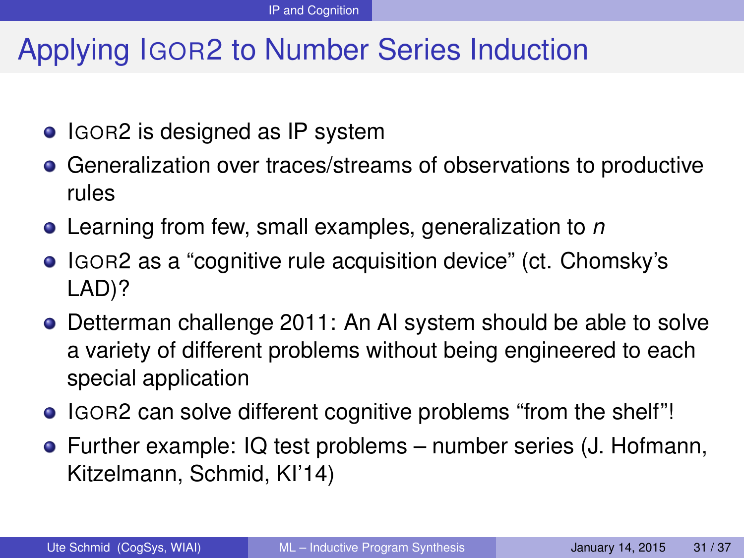# Applying IGOR2 to Number Series Induction

- IGOR2 is designed as IP system
- Generalization over traces/streams of observations to productive rules
- Learning from few, small examples, generalization to *n*
- IGOR2 as a "cognitive rule acquisition device" (ct. Chomsky's LAD)?
- Detterman challenge 2011: An AI system should be able to solve a variety of different problems without being engineered to each special application
- IGOR2 can solve different cognitive problems "from the shelf"!
- Further example: IQ test problems – number series (J. Hofmann, Kitzelmann, Schmid, KI'14)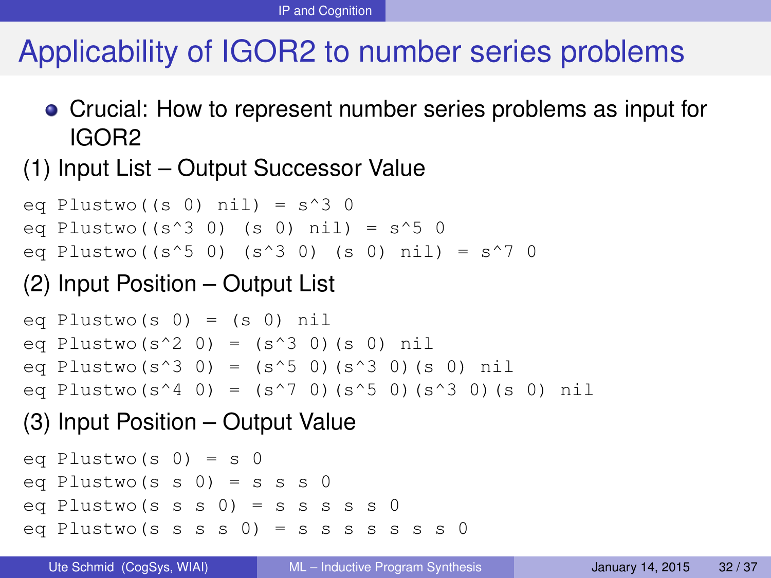# Applicability of IGOR2 to number series problems

- Crucial: How to represent number series problems as input for IGOR2

(1) Input List – Output Successor Value

```
eq Plustwo((s 0) nil) = s^3 0
eq Plustwo((s^3 0) (s 0) nil) = s^5 0
eq Plustwo((s^5 0) (s^3 0) (s 0) nil) = s^7 0
```

(2) Input Position – Output List

```
eq Plustwo(s 0) = (s 0) nil
eq Plustwo(s^2 0) = (s^3 0)(s 0) nil
eq Plustwo(s^3 0) = (s^5 0)(s^3 0)(s 0) nil
eq Plustwo(s^4 0) = (s^7 0)(s^5 0)(s^3 0)(s 0) nil
```

(3) Input Position – Output Value

```
eq Plustwo(s 0) = s 0
eq Plustwo(s s 0) = s s s 0
eq Plustwo(s s s 0) = s s s s s 0
eq Plustwo(s s s s 0) = s s s s s s s 0
```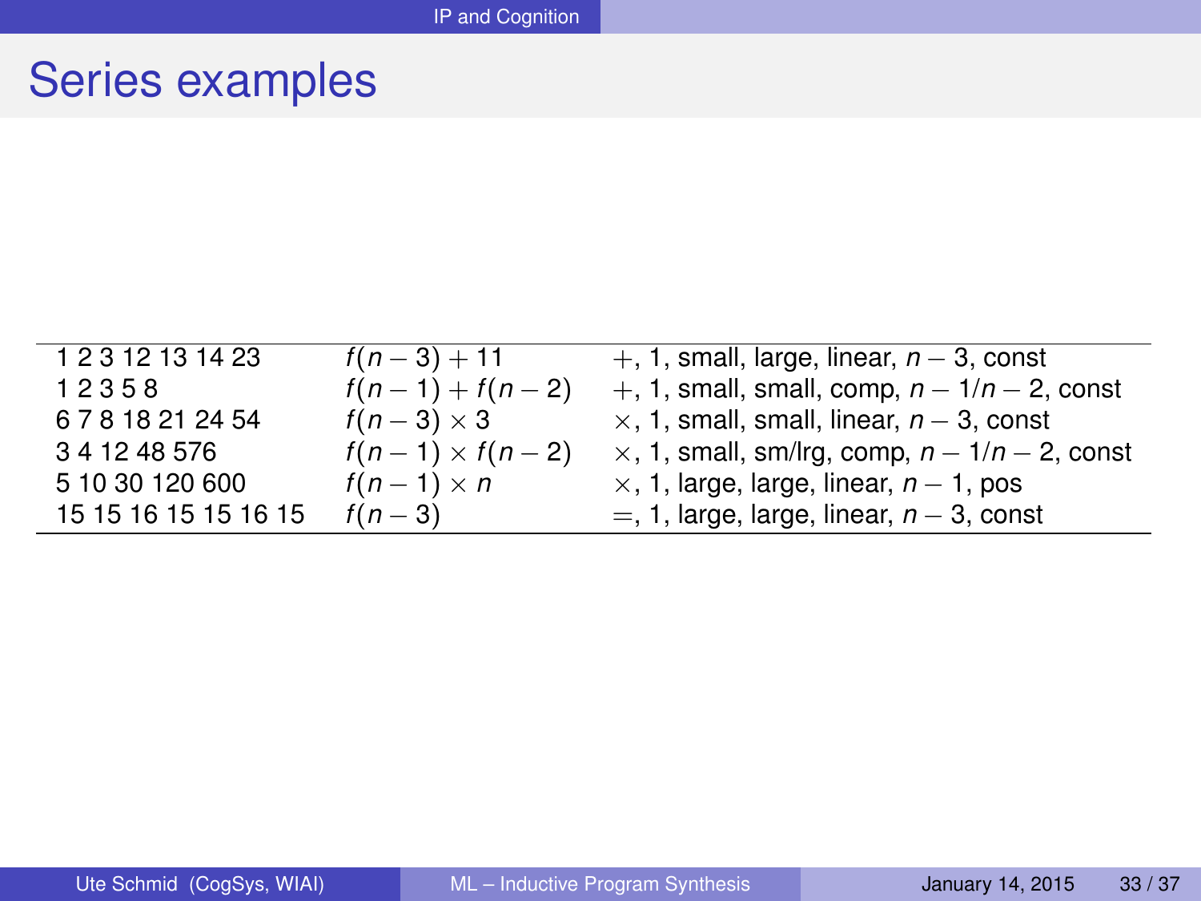# Series examples

| | | |
|---|---|---|
| 1 2 3 12 13 14 23 | $f(n-3)+11$ | $+$, 1, small, large, linear, $n-3$, const |
| 1 2 3 5 8 | $f(n-1)+f(n-2)$ | $+$, 1, small, small, comp, $n-1/n-2$, const |
| 6 7 8 18 21 24 54 | $f(n-3)\times 3$ | $\times$, 1, small, small, linear, $n-3$, const |
| 3 4 12 48 576 | $f(n-1)\times f(n-2)$ | $\times$, 1, small, sm/lrg, comp, $n-1/n-2$, const |
| 5 10 30 120 600 | $f(n-1)\times n$ | $\times$, 1, large, large, linear, $n-1$, pos |
| 15 15 16 15 15 16 15 | $f(n-3)$ | $=$, 1, large, large, linear, $n-3$, const |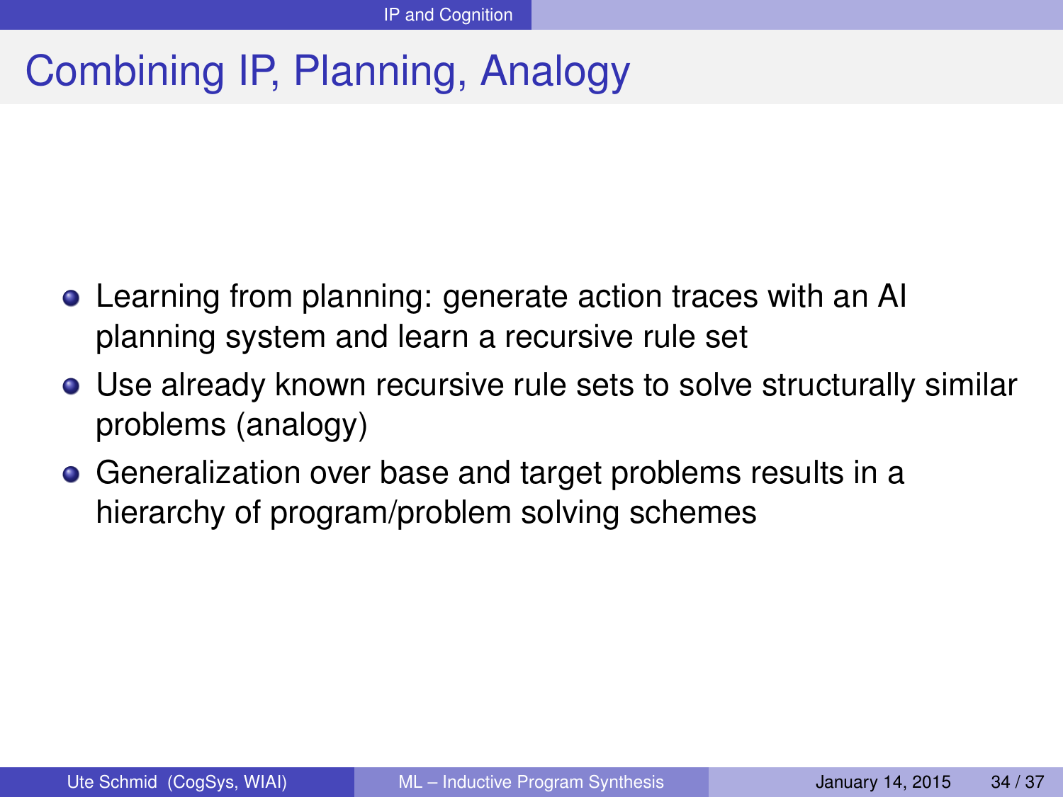# Combining IP, Planning, Analogy

- Learning from planning: generate action traces with an AI planning system and learn a recursive rule set
- Use already known recursive rule sets to solve structurally similar problems (analogy)
- Generalization over base and target problems results in a hierarchy of program/problem solving schemes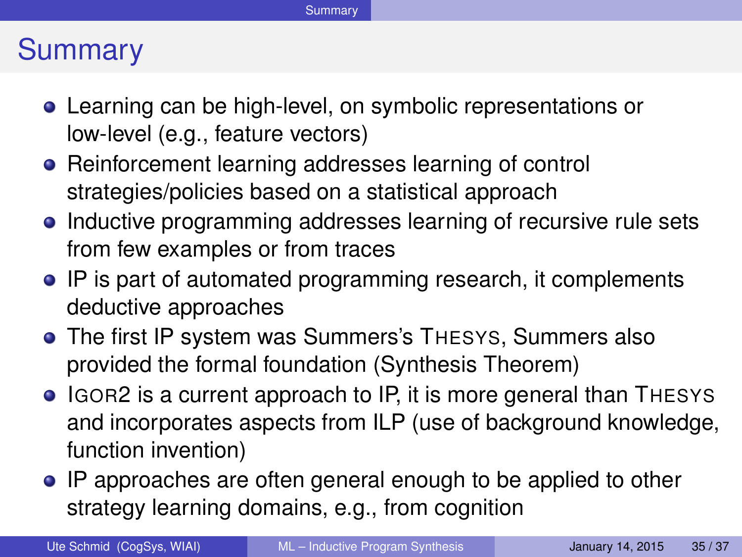# Summary

- Learning can be high-level, on symbolic representations or low-level (e.g., feature vectors)
- Reinforcement learning addresses learning of control strategies/policies based on a statistical approach
- Inductive programming addresses learning of recursive rule sets from few examples or from traces
- IP is part of automated programming research, it complements deductive approaches
- The first IP system was Summers's THESYS, Summers also provided the formal foundation (Synthesis Theorem)
- IGOR2 is a current approach to IP, it is more general than THESYS and incorporates aspects from ILP (use of background knowledge, function invention)
- IP approaches are often general enough to be applied to other strategy learning domains, e.g., from cognition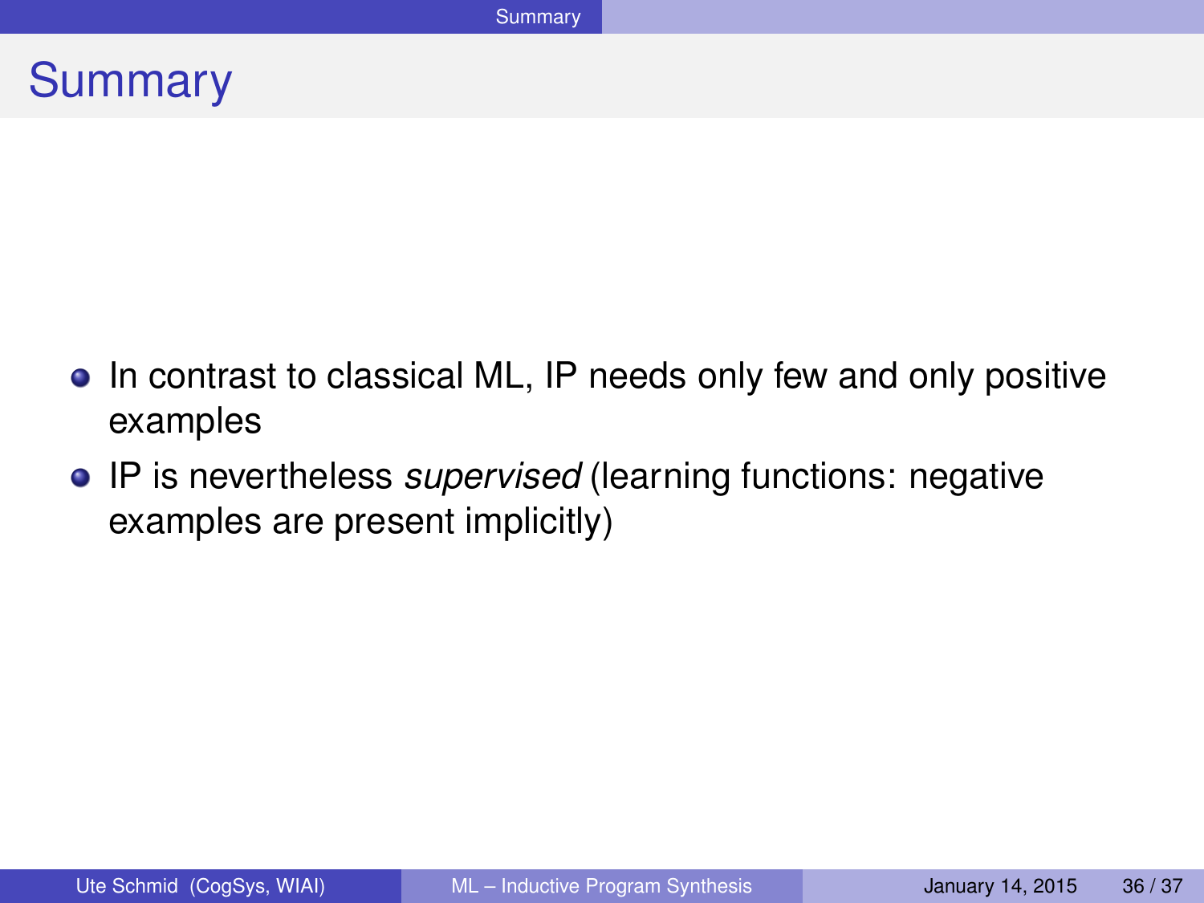# Summary

- In contrast to classical ML, IP needs only few and only positive examples
- IP is nevertheless *supervised* (learning functions: negative examples are present implicitly)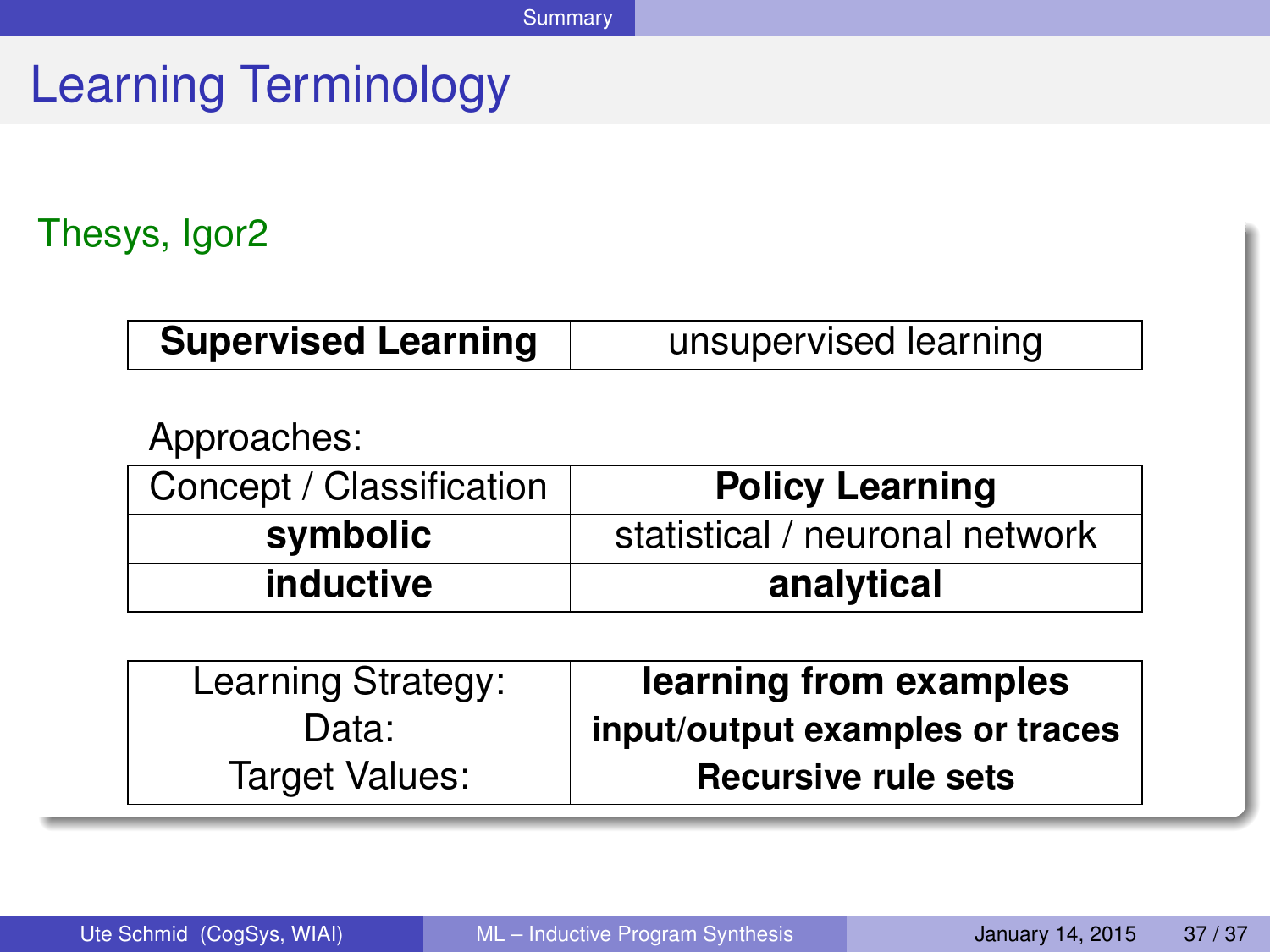# Learning Terminology

Thesys, Igor2

| | |
|---|---|
| **Supervised Learning** | unsupervised learning |

Approaches:

| | |
|---|---|
| Concept / Classification | **Policy Learning** |
| **symbolic** | statistical / neuronal network |
| **inductive** | **analytical** |

| | |
|---|---|
| Learning Strategy: | **learning from examples** |
| Data: | **input/output examples or traces** |
| Target Values: | **Recursive rule sets** |